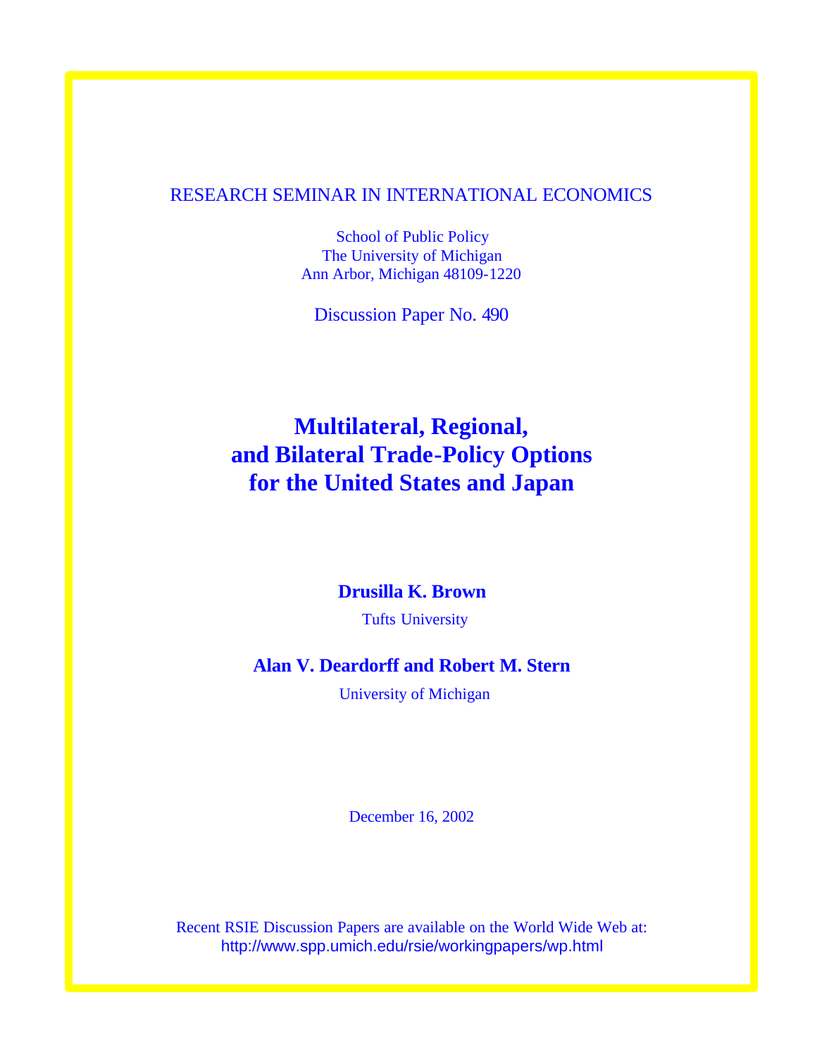RESEARCH SEMINAR IN INTERNATIONAL ECONOMICS

School of Public Policy
The University of Michigan
Ann Arbor, Michigan 48109-1220

Discussion Paper No. 490

# Multilateral, Regional, and Bilateral Trade-Policy Options for the United States and Japan

**Drusilla K. Brown**

Tufts University

**Alan V. Deardorff and Robert M. Stern**

University of Michigan

December 16, 2002

Recent RSIE Discussion Papers are available on the World Wide Web at:
http://www.spp.umich.edu/rsie/workingpapers/wp.html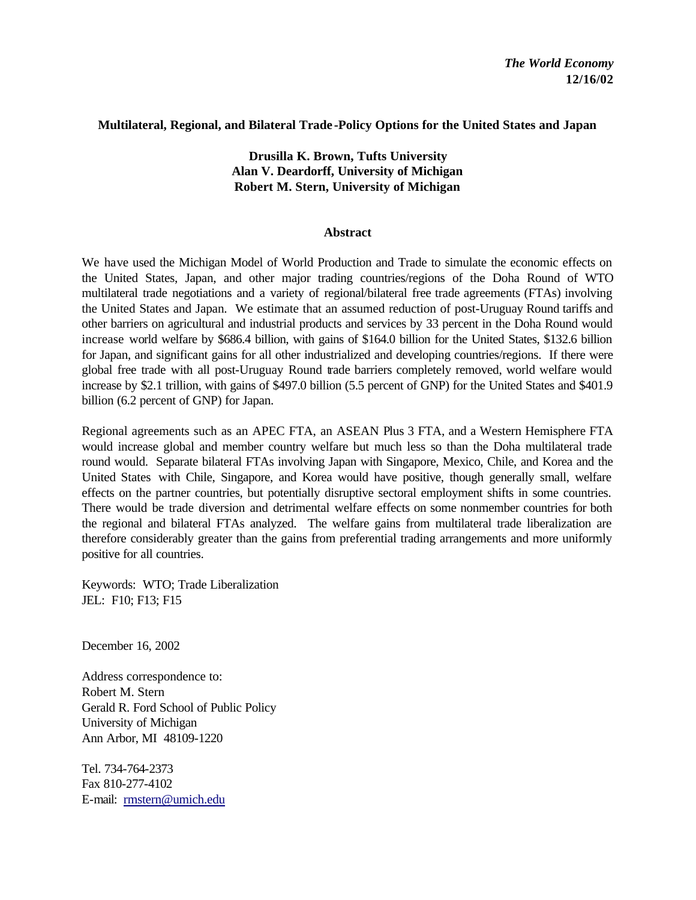*The World Economy*
**12/16/02**

**Multilateral, Regional, and Bilateral Trade-Policy Options for the United States and Japan**

**Drusilla K. Brown, Tufts University**
**Alan V. Deardorff, University of Michigan**
**Robert M. Stern, University of Michigan**

**Abstract**

We have used the Michigan Model of World Production and Trade to simulate the economic effects on the United States, Japan, and other major trading countries/regions of the Doha Round of WTO multilateral trade negotiations and a variety of regional/bilateral free trade agreements (FTAs) involving the United States and Japan. We estimate that an assumed reduction of post-Uruguay Round tariffs and other barriers on agricultural and industrial products and services by 33 percent in the Doha Round would increase world welfare by $686.4 billion, with gains of $164.0 billion for the United States, $132.6 billion for Japan, and significant gains for all other industrialized and developing countries/regions. If there were global free trade with all post-Uruguay Round trade barriers completely removed, world welfare would increase by $2.1 trillion, with gains of $497.0 billion (5.5 percent of GNP) for the United States and $401.9 billion (6.2 percent of GNP) for Japan.

Regional agreements such as an APEC FTA, an ASEAN Plus 3 FTA, and a Western Hemisphere FTA would increase global and member country welfare but much less so than the Doha multilateral trade round would. Separate bilateral FTAs involving Japan with Singapore, Mexico, Chile, and Korea and the United States with Chile, Singapore, and Korea would have positive, though generally small, welfare effects on the partner countries, but potentially disruptive sectoral employment shifts in some countries. There would be trade diversion and detrimental welfare effects on some nonmember countries for both the regional and bilateral FTAs analyzed. The welfare gains from multilateral trade liberalization are therefore considerably greater than the gains from preferential trading arrangements and more uniformly positive for all countries.

Keywords: WTO; Trade Liberalization
JEL: F10; F13; F15

December 16, 2002

Address correspondence to:
Robert M. Stern
Gerald R. Ford School of Public Policy
University of Michigan
Ann Arbor, MI 48109-1220

Tel. 734-764-2373
Fax 810-277-4102
E-mail: rmstern@umich.edu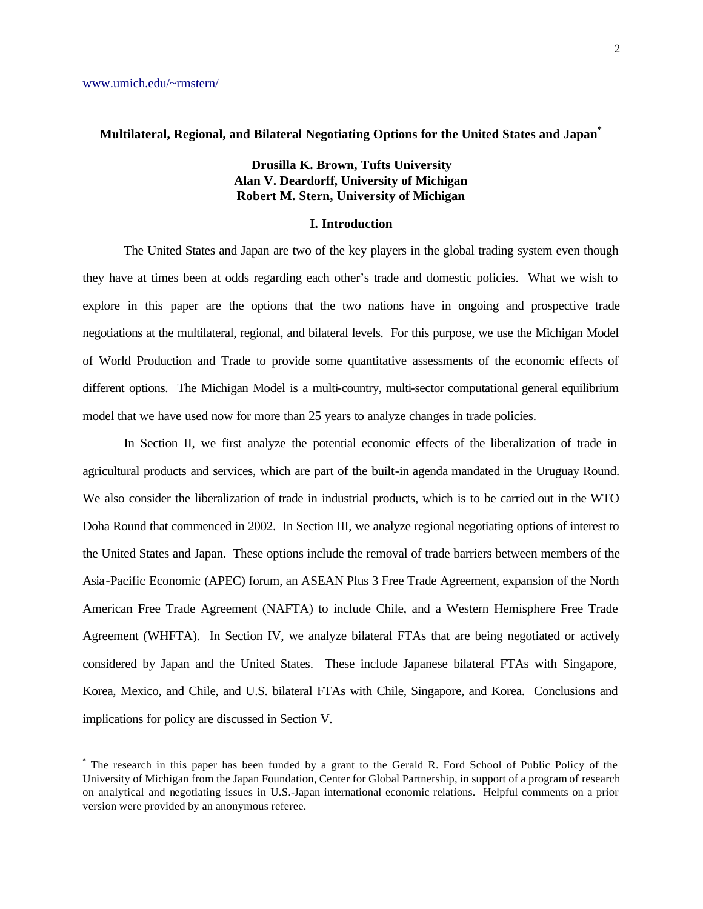www.umich.edu/~rmstern/

## Multilateral, Regional, and Bilateral Negotiating Options for the United States and Japan*

**Drusilla K. Brown, Tufts University**
**Alan V. Deardorff, University of Michigan**
**Robert M. Stern, University of Michigan**

### I. Introduction

The United States and Japan are two of the key players in the global trading system even though they have at times been at odds regarding each other's trade and domestic policies. What we wish to explore in this paper are the options that the two nations have in ongoing and prospective trade negotiations at the multilateral, regional, and bilateral levels. For this purpose, we use the Michigan Model of World Production and Trade to provide some quantitative assessments of the economic effects of different options. The Michigan Model is a multi-country, multi-sector computational general equilibrium model that we have used now for more than 25 years to analyze changes in trade policies.

In Section II, we first analyze the potential economic effects of the liberalization of trade in agricultural products and services, which are part of the built-in agenda mandated in the Uruguay Round. We also consider the liberalization of trade in industrial products, which is to be carried out in the WTO Doha Round that commenced in 2002. In Section III, we analyze regional negotiating options of interest to the United States and Japan. These options include the removal of trade barriers between members of the Asia-Pacific Economic (APEC) forum, an ASEAN Plus 3 Free Trade Agreement, expansion of the North American Free Trade Agreement (NAFTA) to include Chile, and a Western Hemisphere Free Trade Agreement (WHFTA). In Section IV, we analyze bilateral FTAs that are being negotiated or actively considered by Japan and the United States. These include Japanese bilateral FTAs with Singapore, Korea, Mexico, and Chile, and U.S. bilateral FTAs with Chile, Singapore, and Korea. Conclusions and implications for policy are discussed in Section V.

---

* The research in this paper has been funded by a grant to the Gerald R. Ford School of Public Policy of the University of Michigan from the Japan Foundation, Center for Global Partnership, in support of a program of research on analytical and negotiating issues in U.S.-Japan international economic relations. Helpful comments on a prior version were provided by an anonymous referee.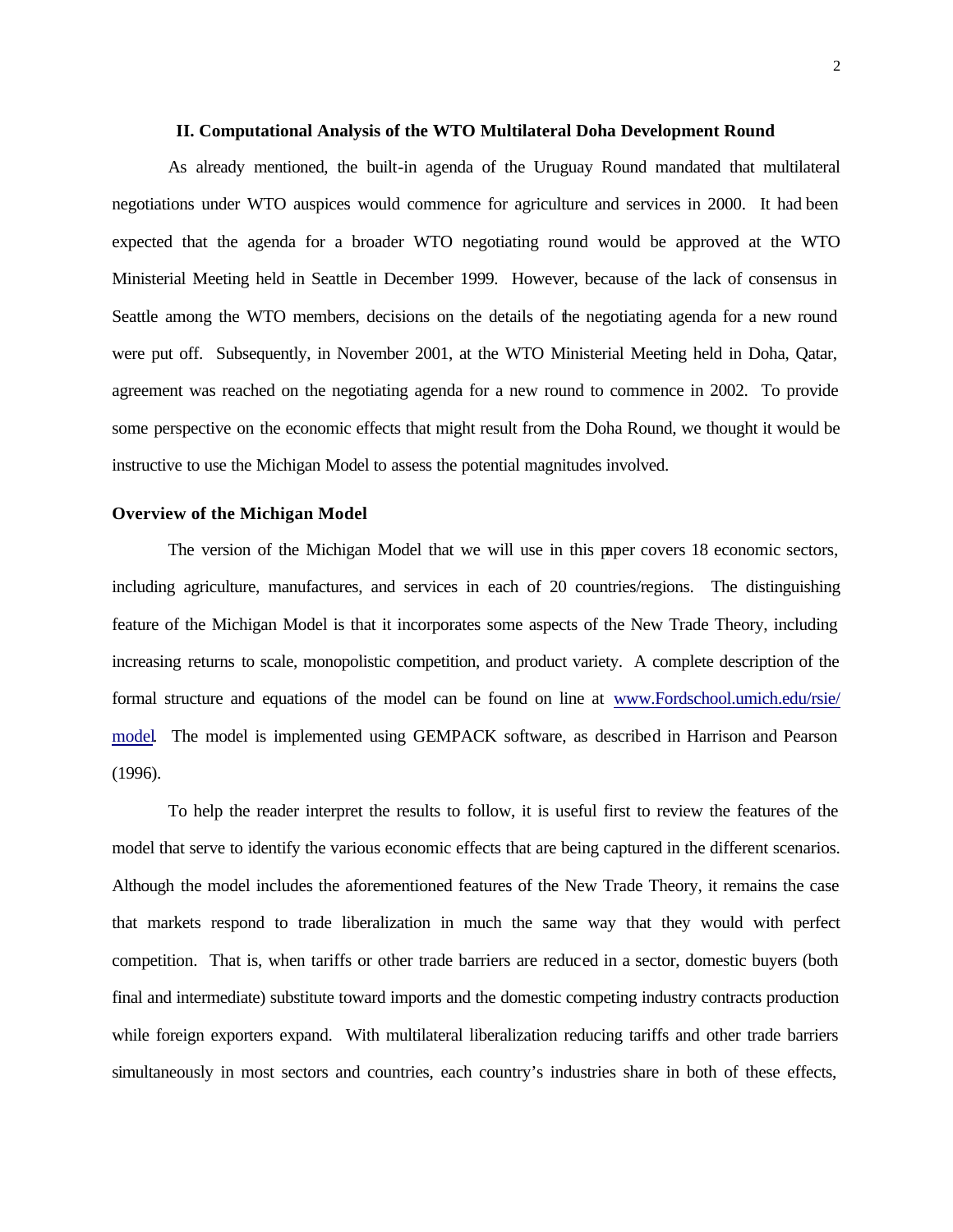## II. Computational Analysis of the WTO Multilateral Doha Development Round

As already mentioned, the built-in agenda of the Uruguay Round mandated that multilateral negotiations under WTO auspices would commence for agriculture and services in 2000. It had been expected that the agenda for a broader WTO negotiating round would be approved at the WTO Ministerial Meeting held in Seattle in December 1999. However, because of the lack of consensus in Seattle among the WTO members, decisions on the details of the negotiating agenda for a new round were put off. Subsequently, in November 2001, at the WTO Ministerial Meeting held in Doha, Qatar, agreement was reached on the negotiating agenda for a new round to commence in 2002. To provide some perspective on the economic effects that might result from the Doha Round, we thought it would be instructive to use the Michigan Model to assess the potential magnitudes involved.

### Overview of the Michigan Model

The version of the Michigan Model that we will use in this paper covers 18 economic sectors, including agriculture, manufactures, and services in each of 20 countries/regions. The distinguishing feature of the Michigan Model is that it incorporates some aspects of the New Trade Theory, including increasing returns to scale, monopolistic competition, and product variety. A complete description of the formal structure and equations of the model can be found on line at www.Fordschool.umich.edu/rsie/model. The model is implemented using GEMPACK software, as described in Harrison and Pearson (1996).

To help the reader interpret the results to follow, it is useful first to review the features of the model that serve to identify the various economic effects that are being captured in the different scenarios. Although the model includes the aforementioned features of the New Trade Theory, it remains the case that markets respond to trade liberalization in much the same way that they would with perfect competition. That is, when tariffs or other trade barriers are reduced in a sector, domestic buyers (both final and intermediate) substitute toward imports and the domestic competing industry contracts production while foreign exporters expand. With multilateral liberalization reducing tariffs and other trade barriers simultaneously in most sectors and countries, each country's industries share in both of these effects,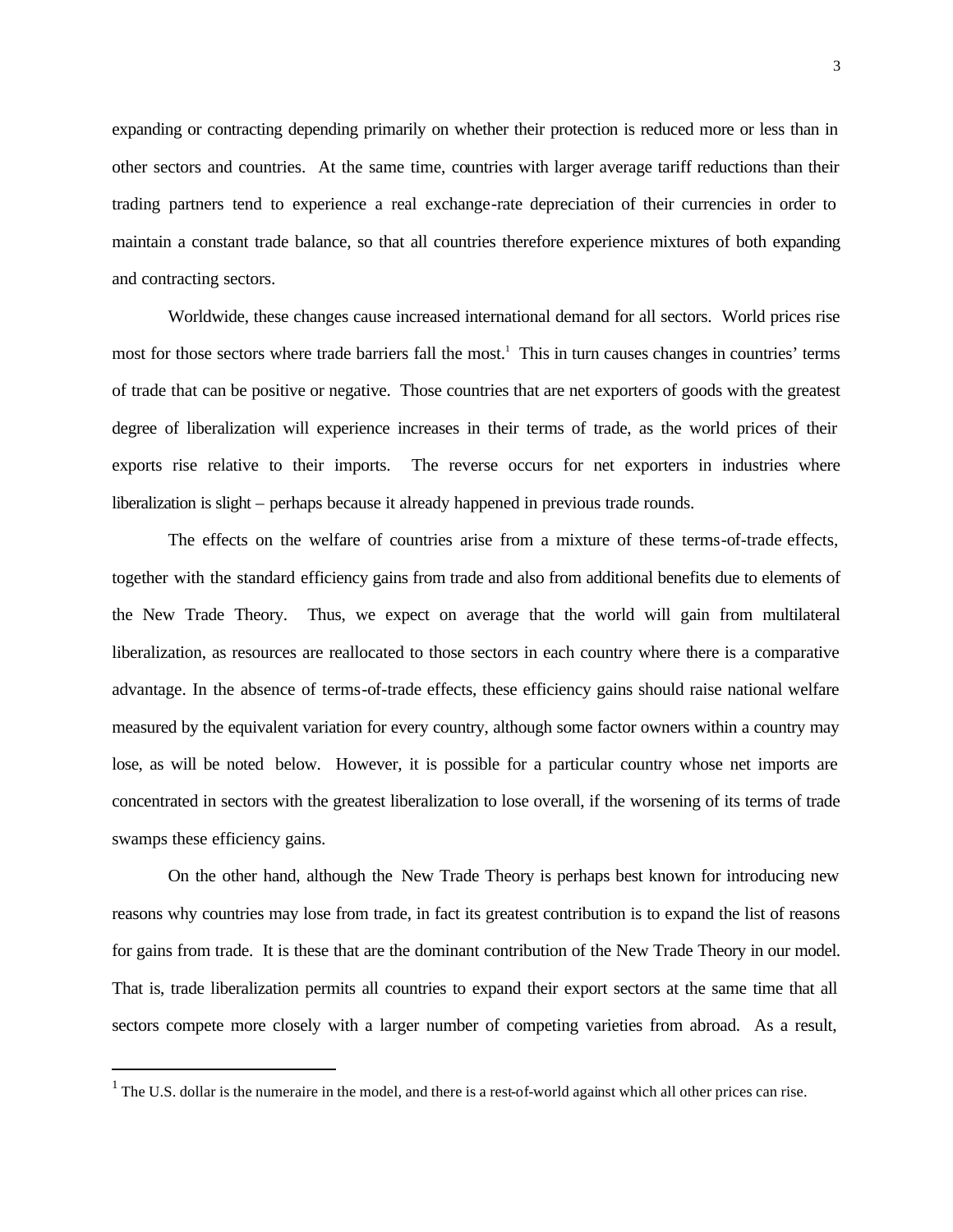expanding or contracting depending primarily on whether their protection is reduced more or less than in other sectors and countries. At the same time, countries with larger average tariff reductions than their trading partners tend to experience a real exchange-rate depreciation of their currencies in order to maintain a constant trade balance, so that all countries therefore experience mixtures of both expanding and contracting sectors.

Worldwide, these changes cause increased international demand for all sectors. World prices rise most for those sectors where trade barriers fall the most.[1] This in turn causes changes in countries' terms of trade that can be positive or negative. Those countries that are net exporters of goods with the greatest degree of liberalization will experience increases in their terms of trade, as the world prices of their exports rise relative to their imports. The reverse occurs for net exporters in industries where liberalization is slight – perhaps because it already happened in previous trade rounds.

The effects on the welfare of countries arise from a mixture of these terms-of-trade effects, together with the standard efficiency gains from trade and also from additional benefits due to elements of the New Trade Theory. Thus, we expect on average that the world will gain from multilateral liberalization, as resources are reallocated to those sectors in each country where there is a comparative advantage. In the absence of terms-of-trade effects, these efficiency gains should raise national welfare measured by the equivalent variation for every country, although some factor owners within a country may lose, as will be noted below. However, it is possible for a particular country whose net imports are concentrated in sectors with the greatest liberalization to lose overall, if the worsening of its terms of trade swamps these efficiency gains.

On the other hand, although the New Trade Theory is perhaps best known for introducing new reasons why countries may lose from trade, in fact its greatest contribution is to expand the list of reasons for gains from trade. It is these that are the dominant contribution of the New Trade Theory in our model. That is, trade liberalization permits all countries to expand their export sectors at the same time that all sectors compete more closely with a larger number of competing varieties from abroad. As a result,

---

[1] The U.S. dollar is the numeraire in the model, and there is a rest-of-world against which all other prices can rise.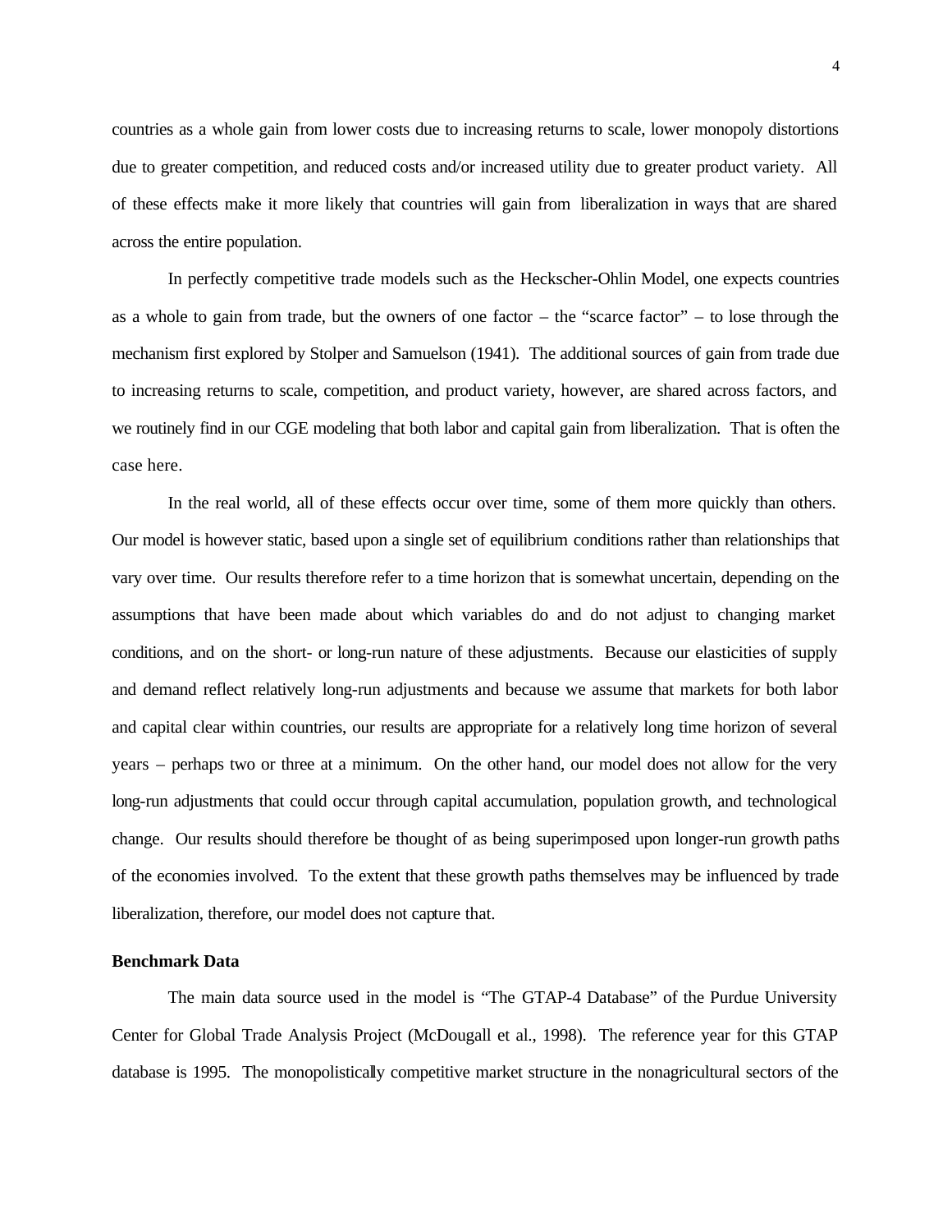countries as a whole gain from lower costs due to increasing returns to scale, lower monopoly distortions due to greater competition, and reduced costs and/or increased utility due to greater product variety. All of these effects make it more likely that countries will gain from liberalization in ways that are shared across the entire population.

In perfectly competitive trade models such as the Heckscher-Ohlin Model, one expects countries as a whole to gain from trade, but the owners of one factor – the "scarce factor" – to lose through the mechanism first explored by Stolper and Samuelson (1941). The additional sources of gain from trade due to increasing returns to scale, competition, and product variety, however, are shared across factors, and we routinely find in our CGE modeling that both labor and capital gain from liberalization. That is often the case here.

In the real world, all of these effects occur over time, some of them more quickly than others. Our model is however static, based upon a single set of equilibrium conditions rather than relationships that vary over time. Our results therefore refer to a time horizon that is somewhat uncertain, depending on the assumptions that have been made about which variables do and do not adjust to changing market conditions, and on the short- or long-run nature of these adjustments. Because our elasticities of supply and demand reflect relatively long-run adjustments and because we assume that markets for both labor and capital clear within countries, our results are appropriate for a relatively long time horizon of several years – perhaps two or three at a minimum. On the other hand, our model does not allow for the very long-run adjustments that could occur through capital accumulation, population growth, and technological change. Our results should therefore be thought of as being superimposed upon longer-run growth paths of the economies involved. To the extent that these growth paths themselves may be influenced by trade liberalization, therefore, our model does not capture that.

**Benchmark Data**

The main data source used in the model is "The GTAP-4 Database" of the Purdue University Center for Global Trade Analysis Project (McDougall et al., 1998). The reference year for this GTAP database is 1995. The monopolistically competitive market structure in the nonagricultural sectors of the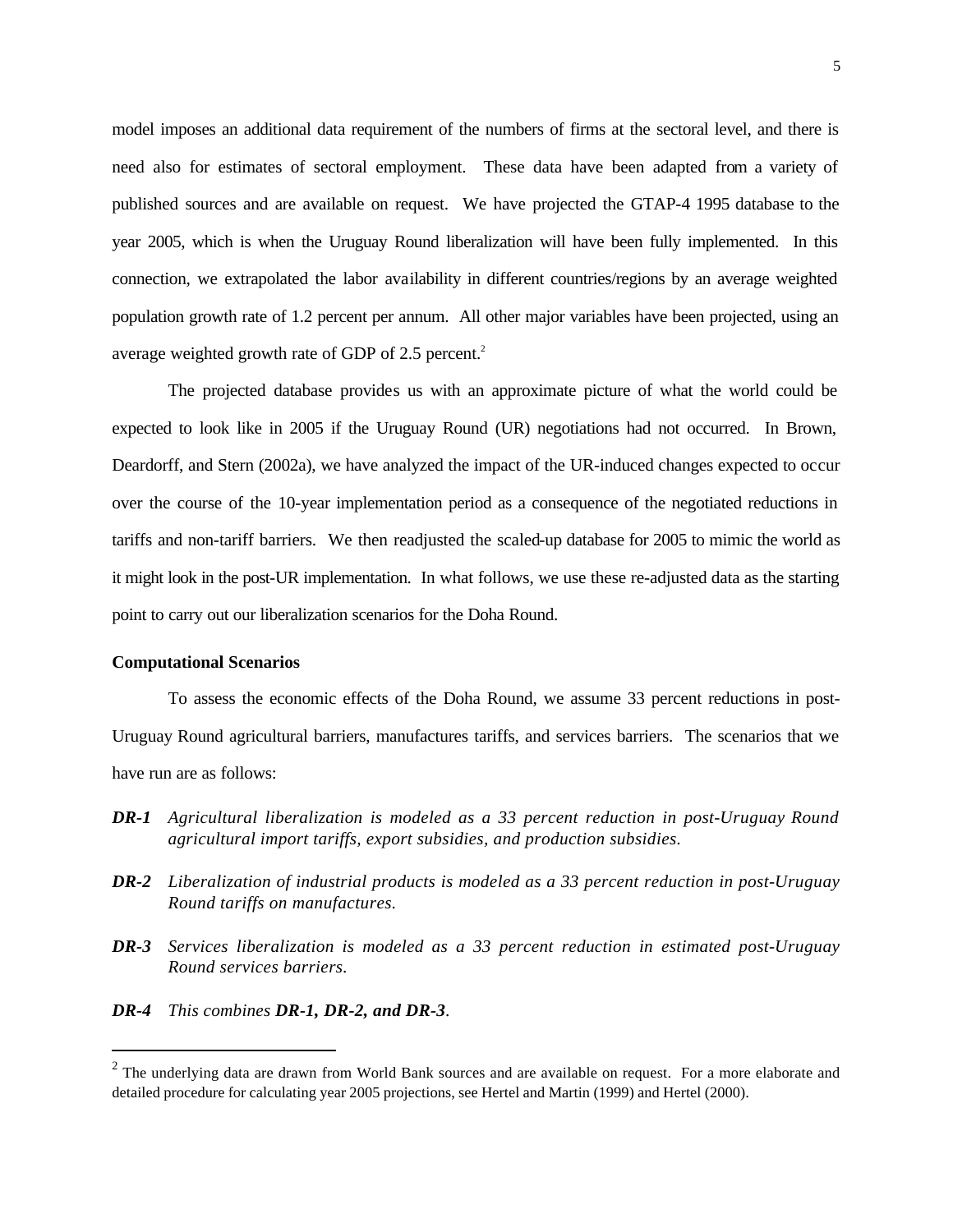model imposes an additional data requirement of the numbers of firms at the sectoral level, and there is need also for estimates of sectoral employment. These data have been adapted from a variety of published sources and are available on request. We have projected the GTAP-4 1995 database to the year 2005, which is when the Uruguay Round liberalization will have been fully implemented. In this connection, we extrapolated the labor availability in different countries/regions by an average weighted population growth rate of 1.2 percent per annum. All other major variables have been projected, using an average weighted growth rate of GDP of 2.5 percent.[2]

The projected database provides us with an approximate picture of what the world could be expected to look like in 2005 if the Uruguay Round (UR) negotiations had not occurred. In Brown, Deardorff, and Stern (2002a), we have analyzed the impact of the UR-induced changes expected to occur over the course of the 10-year implementation period as a consequence of the negotiated reductions in tariffs and non-tariff barriers. We then readjusted the scaled-up database for 2005 to mimic the world as it might look in the post-UR implementation. In what follows, we use these re-adjusted data as the starting point to carry out our liberalization scenarios for the Doha Round.

**Computational Scenarios**

To assess the economic effects of the Doha Round, we assume 33 percent reductions in post-Uruguay Round agricultural barriers, manufactures tariffs, and services barriers. The scenarios that we have run are as follows:

***DR-1*** *Agricultural liberalization is modeled as a 33 percent reduction in post-Uruguay Round agricultural import tariffs, export subsidies, and production subsidies.*

***DR-2*** *Liberalization of industrial products is modeled as a 33 percent reduction in post-Uruguay Round tariffs on manufactures.*

***DR-3*** *Services liberalization is modeled as a 33 percent reduction in estimated post-Uruguay Round services barriers.*

***DR-4*** *This combines **DR-1, DR-2, and DR-3**.*

---

[2] The underlying data are drawn from World Bank sources and are available on request. For a more elaborate and detailed procedure for calculating year 2005 projections, see Hertel and Martin (1999) and Hertel (2000).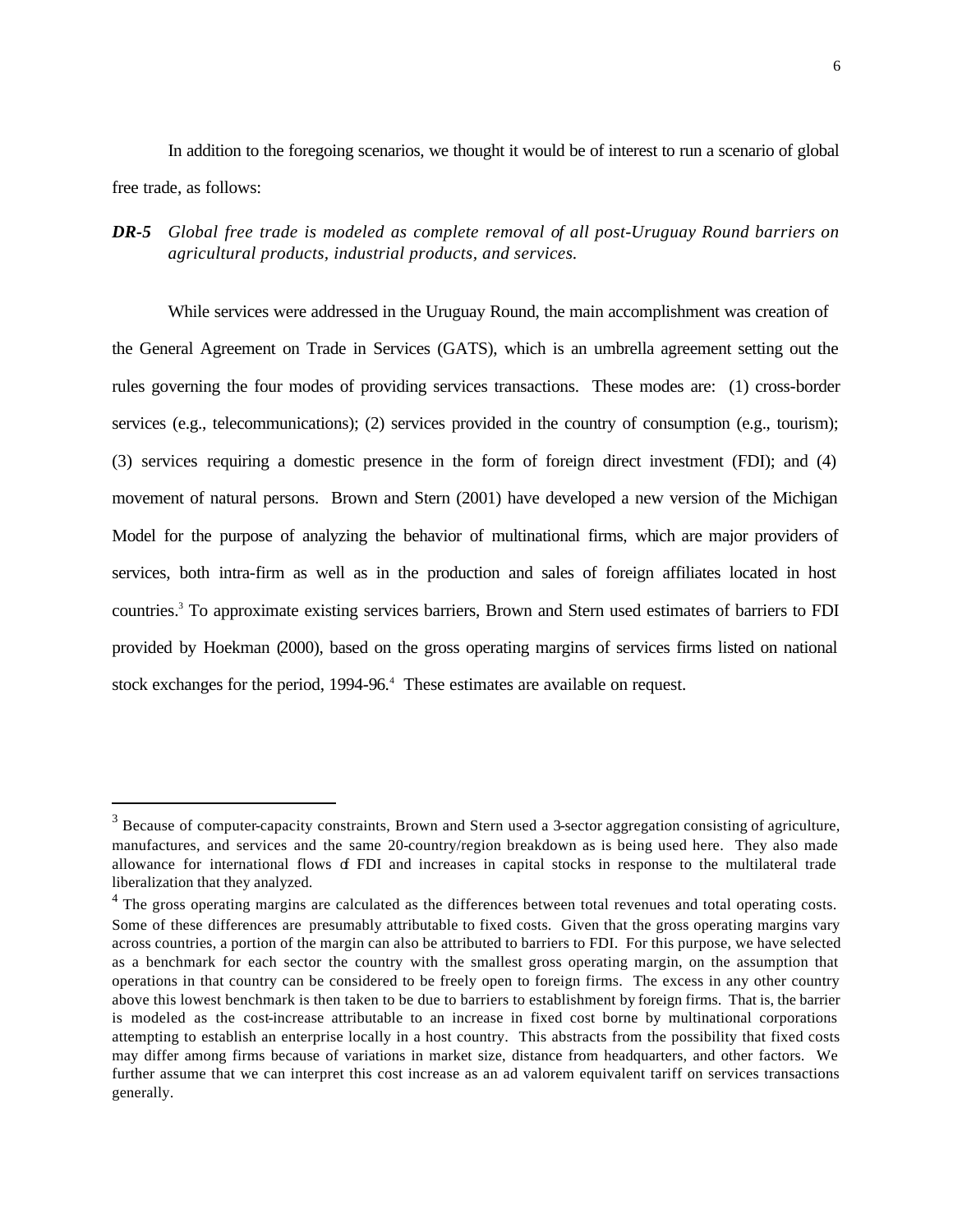In addition to the foregoing scenarios, we thought it would be of interest to run a scenario of global free trade, as follows:

***DR-5*** *Global free trade is modeled as complete removal of all post-Uruguay Round barriers on agricultural products, industrial products, and services.*

While services were addressed in the Uruguay Round, the main accomplishment was creation of the General Agreement on Trade in Services (GATS), which is an umbrella agreement setting out the rules governing the four modes of providing services transactions. These modes are: (1) cross-border services (e.g., telecommunications); (2) services provided in the country of consumption (e.g., tourism); (3) services requiring a domestic presence in the form of foreign direct investment (FDI); and (4) movement of natural persons. Brown and Stern (2001) have developed a new version of the Michigan Model for the purpose of analyzing the behavior of multinational firms, which are major providers of services, both intra-firm as well as in the production and sales of foreign affiliates located in host countries.[3] To approximate existing services barriers, Brown and Stern used estimates of barriers to FDI provided by Hoekman (2000), based on the gross operating margins of services firms listed on national stock exchanges for the period, 1994-96.[4] These estimates are available on request.

---

[3] Because of computer-capacity constraints, Brown and Stern used a 3-sector aggregation consisting of agriculture, manufactures, and services and the same 20-country/region breakdown as is being used here. They also made allowance for international flows of FDI and increases in capital stocks in response to the multilateral trade liberalization that they analyzed.

[4] The gross operating margins are calculated as the differences between total revenues and total operating costs. Some of these differences are presumably attributable to fixed costs. Given that the gross operating margins vary across countries, a portion of the margin can also be attributed to barriers to FDI. For this purpose, we have selected as a benchmark for each sector the country with the smallest gross operating margin, on the assumption that operations in that country can be considered to be freely open to foreign firms. The excess in any other country above this lowest benchmark is then taken to be due to barriers to establishment by foreign firms. That is, the barrier is modeled as the cost-increase attributable to an increase in fixed cost borne by multinational corporations attempting to establish an enterprise locally in a host country. This abstracts from the possibility that fixed costs may differ among firms because of variations in market size, distance from headquarters, and other factors. We further assume that we can interpret this cost increase as an ad valorem equivalent tariff on services transactions generally.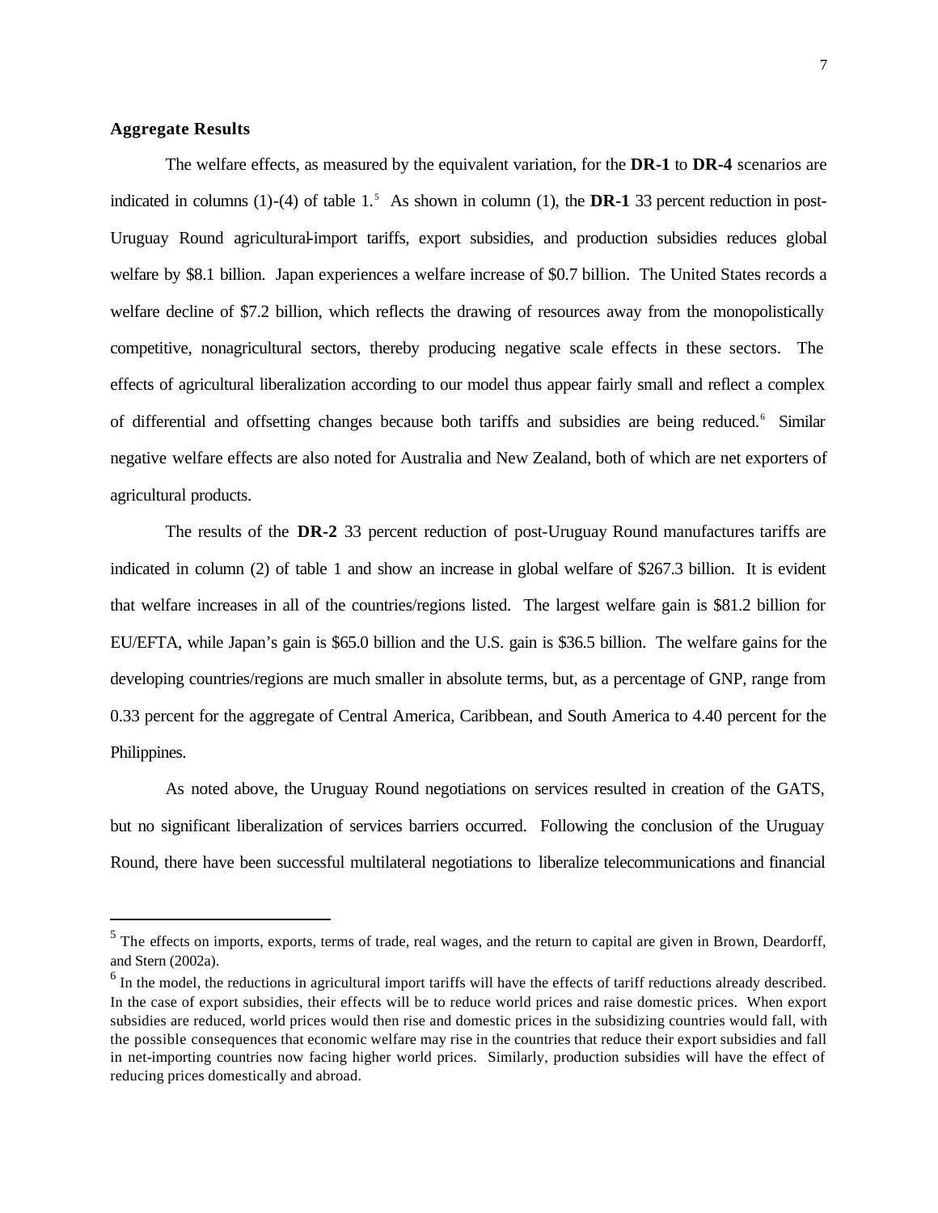**Aggregate Results**

The welfare effects, as measured by the equivalent variation, for the **DR-1** to **DR-4** scenarios are indicated in columns (1)-(4) of table 1.[5] As shown in column (1), the **DR-1** 33 percent reduction in post-Uruguay Round agricultural-import tariffs, export subsidies, and production subsidies reduces global welfare by $8.1 billion. Japan experiences a welfare increase of $0.7 billion. The United States records a welfare decline of $7.2 billion, which reflects the drawing of resources away from the monopolistically competitive, nonagricultural sectors, thereby producing negative scale effects in these sectors. The effects of agricultural liberalization according to our model thus appear fairly small and reflect a complex of differential and offsetting changes because both tariffs and subsidies are being reduced.[6] Similar negative welfare effects are also noted for Australia and New Zealand, both of which are net exporters of agricultural products.

The results of the **DR-2** 33 percent reduction of post-Uruguay Round manufactures tariffs are indicated in column (2) of table 1 and show an increase in global welfare of $267.3 billion. It is evident that welfare increases in all of the countries/regions listed. The largest welfare gain is $81.2 billion for EU/EFTA, while Japan's gain is $65.0 billion and the U.S. gain is $36.5 billion. The welfare gains for the developing countries/regions are much smaller in absolute terms, but, as a percentage of GNP, range from 0.33 percent for the aggregate of Central America, Caribbean, and South America to 4.40 percent for the Philippines.

As noted above, the Uruguay Round negotiations on services resulted in creation of the GATS, but no significant liberalization of services barriers occurred. Following the conclusion of the Uruguay Round, there have been successful multilateral negotiations to liberalize telecommunications and financial

---

[5] The effects on imports, exports, terms of trade, real wages, and the return to capital are given in Brown, Deardorff, and Stern (2002a).

[6] In the model, the reductions in agricultural import tariffs will have the effects of tariff reductions already described. In the case of export subsidies, their effects will be to reduce world prices and raise domestic prices. When export subsidies are reduced, world prices would then rise and domestic prices in the subsidizing countries would fall, with the possible consequences that economic welfare may rise in the countries that reduce their export subsidies and fall in net-importing countries now facing higher world prices. Similarly, production subsidies will have the effect of reducing prices domestically and abroad.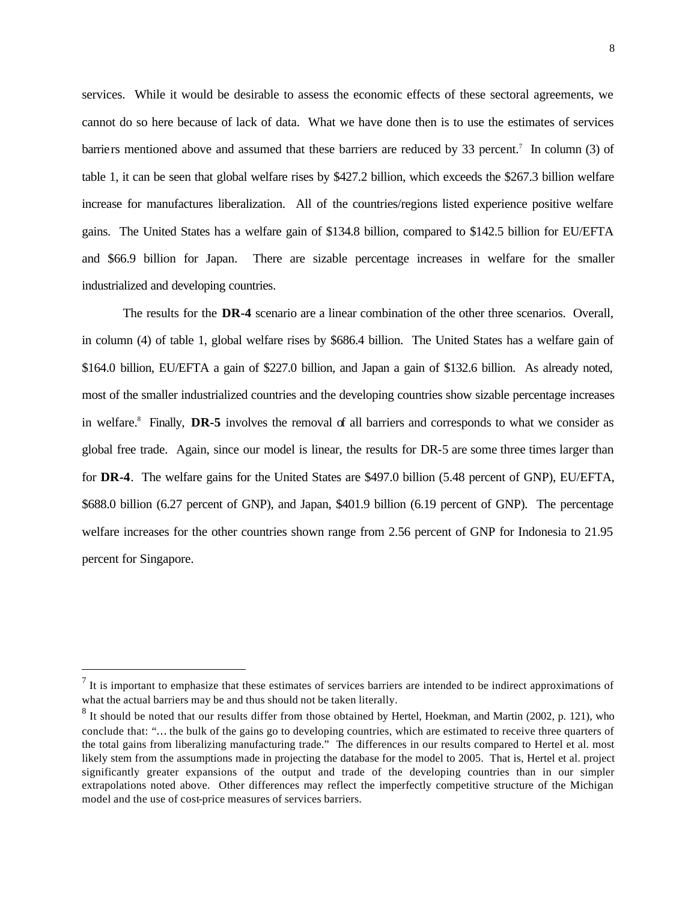services. While it would be desirable to assess the economic effects of these sectoral agreements, we cannot do so here because of lack of data. What we have done then is to use the estimates of services barriers mentioned above and assumed that these barriers are reduced by 33 percent.[7] In column (3) of table 1, it can be seen that global welfare rises by $427.2 billion, which exceeds the $267.3 billion welfare increase for manufactures liberalization. All of the countries/regions listed experience positive welfare gains. The United States has a welfare gain of $134.8 billion, compared to $142.5 billion for EU/EFTA and $66.9 billion for Japan. There are sizable percentage increases in welfare for the smaller industrialized and developing countries.

The results for the **DR-4** scenario are a linear combination of the other three scenarios. Overall, in column (4) of table 1, global welfare rises by $686.4 billion. The United States has a welfare gain of $164.0 billion, EU/EFTA a gain of $227.0 billion, and Japan a gain of $132.6 billion. As already noted, most of the smaller industrialized countries and the developing countries show sizable percentage increases in welfare.[8] Finally, **DR-5** involves the removal of all barriers and corresponds to what we consider as global free trade. Again, since our model is linear, the results for DR-5 are some three times larger than for **DR-4**. The welfare gains for the United States are $497.0 billion (5.48 percent of GNP), EU/EFTA, $688.0 billion (6.27 percent of GNP), and Japan, $401.9 billion (6.19 percent of GNP). The percentage welfare increases for the other countries shown range from 2.56 percent of GNP for Indonesia to 21.95 percent for Singapore.

---

[7] It is important to emphasize that these estimates of services barriers are intended to be indirect approximations of what the actual barriers may be and thus should not be taken literally.

[8] It should be noted that our results differ from those obtained by Hertel, Hoekman, and Martin (2002, p. 121), who conclude that: "… the bulk of the gains go to developing countries, which are estimated to receive three quarters of the total gains from liberalizing manufacturing trade." The differences in our results compared to Hertel et al. most likely stem from the assumptions made in projecting the database for the model to 2005. That is, Hertel et al. project significantly greater expansions of the output and trade of the developing countries than in our simpler extrapolations noted above. Other differences may reflect the imperfectly competitive structure of the Michigan model and the use of cost-price measures of services barriers.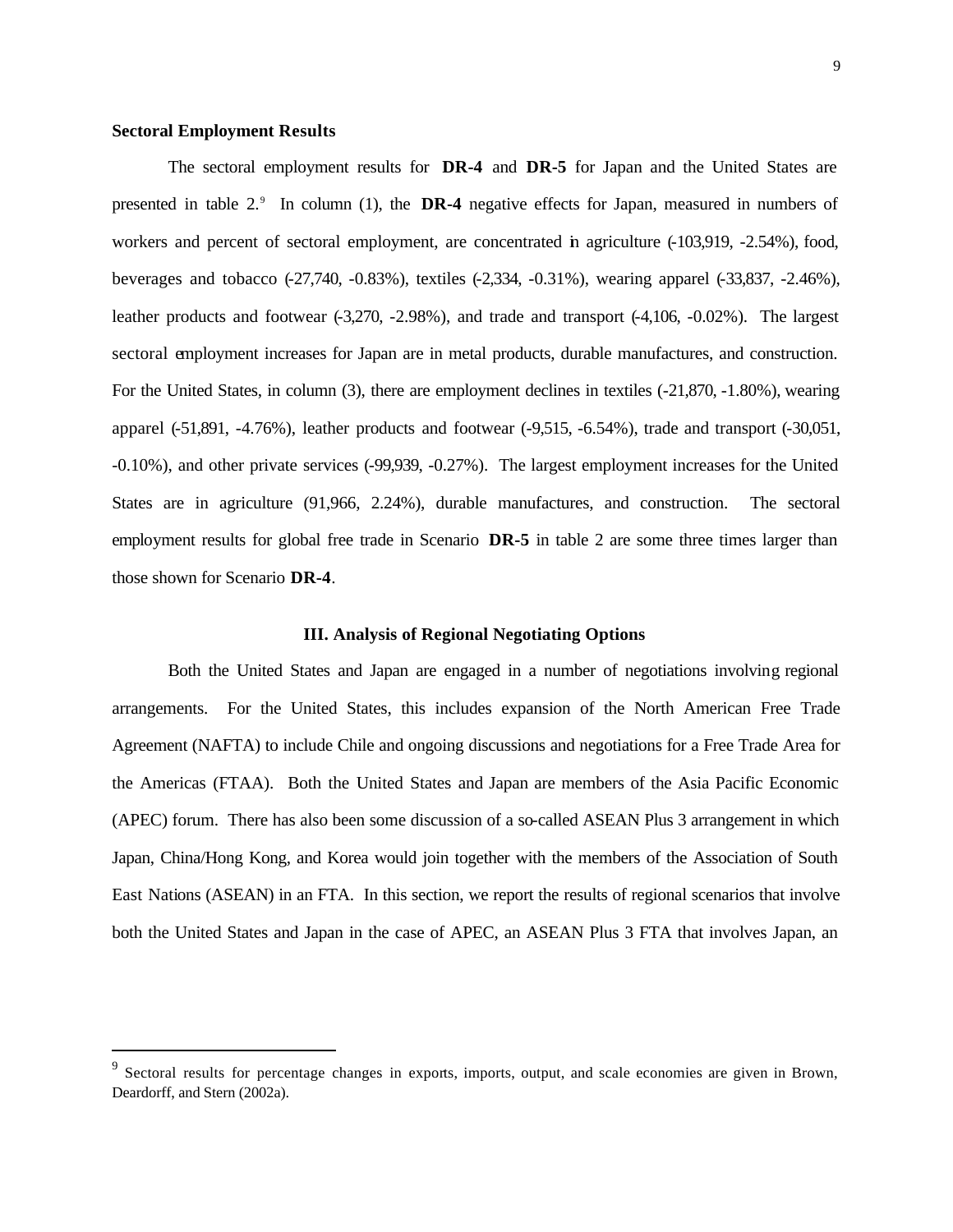### Sectoral Employment Results

The sectoral employment results for **DR-4** and **DR-5** for Japan and the United States are presented in table 2.[9] In column (1), the **DR-4** negative effects for Japan, measured in numbers of workers and percent of sectoral employment, are concentrated in agriculture (-103,919, -2.54%), food, beverages and tobacco (-27,740, -0.83%), textiles (-2,334, -0.31%), wearing apparel (-33,837, -2.46%), leather products and footwear (-3,270, -2.98%), and trade and transport (-4,106, -0.02%). The largest sectoral employment increases for Japan are in metal products, durable manufactures, and construction. For the United States, in column (3), there are employment declines in textiles (-21,870, -1.80%), wearing apparel (-51,891, -4.76%), leather products and footwear (-9,515, -6.54%), trade and transport (-30,051, -0.10%), and other private services (-99,939, -0.27%). The largest employment increases for the United States are in agriculture (91,966, 2.24%), durable manufactures, and construction. The sectoral employment results for global free trade in Scenario **DR-5** in table 2 are some three times larger than those shown for Scenario **DR-4**.

## III. Analysis of Regional Negotiating Options

Both the United States and Japan are engaged in a number of negotiations involving regional arrangements. For the United States, this includes expansion of the North American Free Trade Agreement (NAFTA) to include Chile and ongoing discussions and negotiations for a Free Trade Area for the Americas (FTAA). Both the United States and Japan are members of the Asia Pacific Economic (APEC) forum. There has also been some discussion of a so-called ASEAN Plus 3 arrangement in which Japan, China/Hong Kong, and Korea would join together with the members of the Association of South East Nations (ASEAN) in an FTA. In this section, we report the results of regional scenarios that involve both the United States and Japan in the case of APEC, an ASEAN Plus 3 FTA that involves Japan, an

---

[9] Sectoral results for percentage changes in exports, imports, output, and scale economies are given in Brown, Deardorff, and Stern (2002a).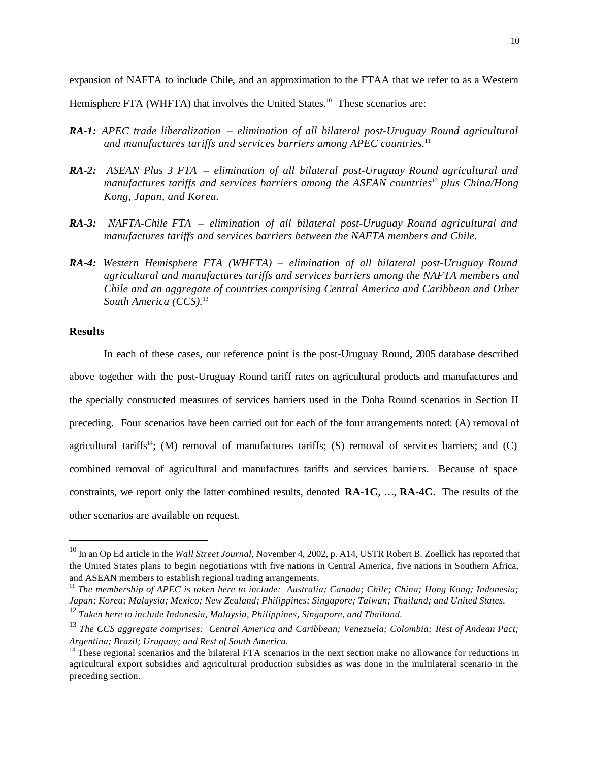expansion of NAFTA to include Chile, and an approximation to the FTAA that we refer to as a Western Hemisphere FTA (WHFTA) that involves the United States.[10] These scenarios are:

***RA-1:*** *APEC trade liberalization – elimination of all bilateral post-Uruguay Round agricultural and manufactures tariffs and services barriers among APEC countries.*[11]

***RA-2:*** *ASEAN Plus 3 FTA – elimination of all bilateral post-Uruguay Round agricultural and manufactures tariffs and services barriers among the ASEAN countries*[12] *plus China/Hong Kong, Japan, and Korea.*

***RA-3:*** *NAFTA-Chile FTA – elimination of all bilateral post-Uruguay Round agricultural and manufactures tariffs and services barriers between the NAFTA members and Chile.*

***RA-4:*** *Western Hemisphere FTA (WHFTA) – elimination of all bilateral post-Uruguay Round agricultural and manufactures tariffs and services barriers among the NAFTA members and Chile and an aggregate of countries comprising Central America and Caribbean and Other South America (CCS).*[13]

### Results

In each of these cases, our reference point is the post-Uruguay Round, 2005 database described above together with the post-Uruguay Round tariff rates on agricultural products and manufactures and the specially constructed measures of services barriers used in the Doha Round scenarios in Section II preceding. Four scenarios have been carried out for each of the four arrangements noted: (A) removal of agricultural tariffs[14]; (M) removal of manufactures tariffs; (S) removal of services barriers; and (C) combined removal of agricultural and manufactures tariffs and services barriers. Because of space constraints, we report only the latter combined results, denoted **RA-1C**, …, **RA-4C**. The results of the other scenarios are available on request.

---

[10] In an Op Ed article in the *Wall Street Journal*, November 4, 2002, p. A14, USTR Robert B. Zoellick has reported that the United States plans to begin negotiations with five nations in Central America, five nations in Southern Africa, and ASEAN members to establish regional trading arrangements.

[11] *The membership of APEC is taken here to include: Australia; Canada; Chile; China; Hong Kong; Indonesia; Japan; Korea; Malaysia; Mexico; New Zealand; Philippines; Singapore; Taiwan; Thailand; and United States.*

[12] *Taken here to include Indonesia, Malaysia, Philippines, Singapore, and Thailand.*

[13] *The CCS aggregate comprises: Central America and Caribbean; Venezuela; Colombia; Rest of Andean Pact; Argentina; Brazil; Uruguay; and Rest of South America.*

[14] These regional scenarios and the bilateral FTA scenarios in the next section make no allowance for reductions in agricultural export subsidies and agricultural production subsidies as was done in the multilateral scenario in the preceding section.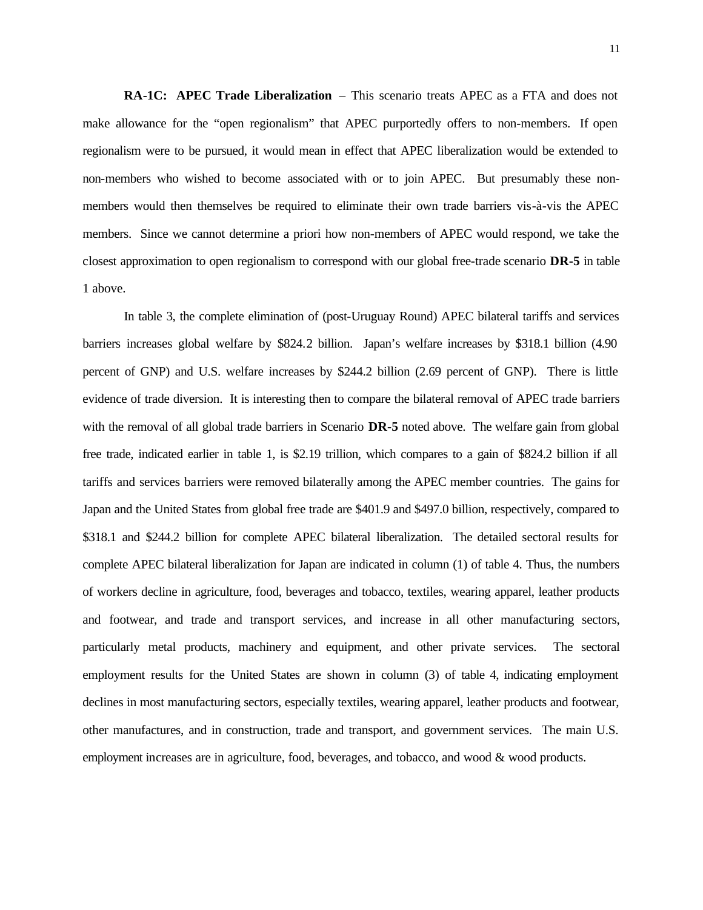**RA-1C: APEC Trade Liberalization** – This scenario treats APEC as a FTA and does not make allowance for the "open regionalism" that APEC purportedly offers to non-members. If open regionalism were to be pursued, it would mean in effect that APEC liberalization would be extended to non-members who wished to become associated with or to join APEC. But presumably these non-members would then themselves be required to eliminate their own trade barriers vis-à-vis the APEC members. Since we cannot determine a priori how non-members of APEC would respond, we take the closest approximation to open regionalism to correspond with our global free-trade scenario **DR-5** in table 1 above.

In table 3, the complete elimination of (post-Uruguay Round) APEC bilateral tariffs and services barriers increases global welfare by $824.2 billion. Japan's welfare increases by $318.1 billion (4.90 percent of GNP) and U.S. welfare increases by $244.2 billion (2.69 percent of GNP). There is little evidence of trade diversion. It is interesting then to compare the bilateral removal of APEC trade barriers with the removal of all global trade barriers in Scenario **DR-5** noted above. The welfare gain from global free trade, indicated earlier in table 1, is $2.19 trillion, which compares to a gain of $824.2 billion if all tariffs and services barriers were removed bilaterally among the APEC member countries. The gains for Japan and the United States from global free trade are $401.9 and $497.0 billion, respectively, compared to $318.1 and $244.2 billion for complete APEC bilateral liberalization. The detailed sectoral results for complete APEC bilateral liberalization for Japan are indicated in column (1) of table 4. Thus, the numbers of workers decline in agriculture, food, beverages and tobacco, textiles, wearing apparel, leather products and footwear, and trade and transport services, and increase in all other manufacturing sectors, particularly metal products, machinery and equipment, and other private services. The sectoral employment results for the United States are shown in column (3) of table 4, indicating employment declines in most manufacturing sectors, especially textiles, wearing apparel, leather products and footwear, other manufactures, and in construction, trade and transport, and government services. The main U.S. employment increases are in agriculture, food, beverages, and tobacco, and wood & wood products.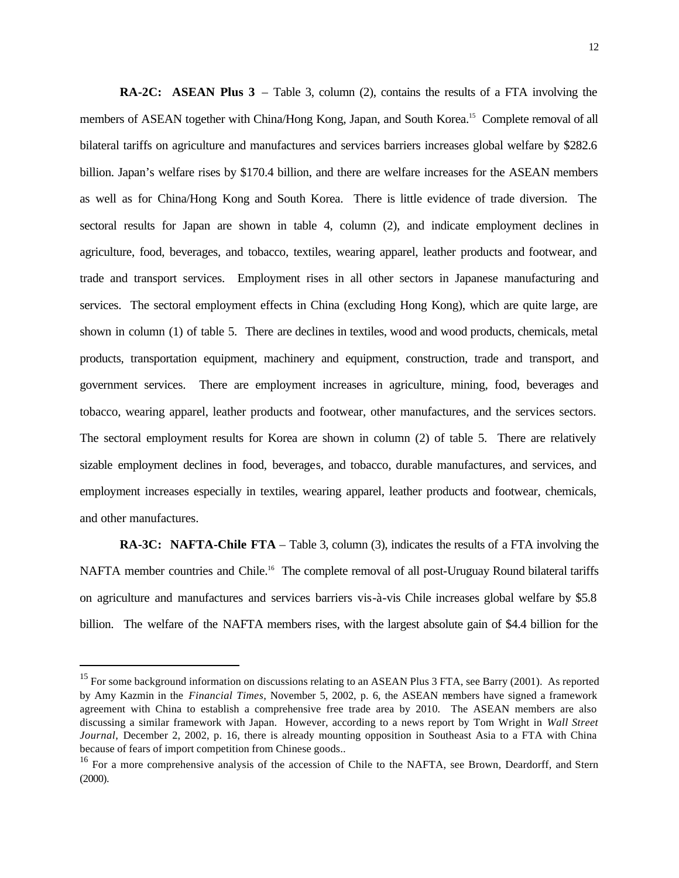**RA-2C: ASEAN Plus 3** – Table 3, column (2), contains the results of a FTA involving the members of ASEAN together with China/Hong Kong, Japan, and South Korea.[15] Complete removal of all bilateral tariffs on agriculture and manufactures and services barriers increases global welfare by $282.6 billion. Japan's welfare rises by $170.4 billion, and there are welfare increases for the ASEAN members as well as for China/Hong Kong and South Korea. There is little evidence of trade diversion. The sectoral results for Japan are shown in table 4, column (2), and indicate employment declines in agriculture, food, beverages, and tobacco, textiles, wearing apparel, leather products and footwear, and trade and transport services. Employment rises in all other sectors in Japanese manufacturing and services. The sectoral employment effects in China (excluding Hong Kong), which are quite large, are shown in column (1) of table 5. There are declines in textiles, wood and wood products, chemicals, metal products, transportation equipment, machinery and equipment, construction, trade and transport, and government services. There are employment increases in agriculture, mining, food, beverages and tobacco, wearing apparel, leather products and footwear, other manufactures, and the services sectors. The sectoral employment results for Korea are shown in column (2) of table 5. There are relatively sizable employment declines in food, beverages, and tobacco, durable manufactures, and services, and employment increases especially in textiles, wearing apparel, leather products and footwear, chemicals, and other manufactures.

**RA-3C: NAFTA-Chile FTA** – Table 3, column (3), indicates the results of a FTA involving the NAFTA member countries and Chile.[16] The complete removal of all post-Uruguay Round bilateral tariffs on agriculture and manufactures and services barriers vis-à-vis Chile increases global welfare by $5.8 billion. The welfare of the NAFTA members rises, with the largest absolute gain of $4.4 billion for the

---

[15] For some background information on discussions relating to an ASEAN Plus 3 FTA, see Barry (2001). As reported by Amy Kazmin in the *Financial Times*, November 5, 2002, p. 6, the ASEAN members have signed a framework agreement with China to establish a comprehensive free trade area by 2010. The ASEAN members are also discussing a similar framework with Japan. However, according to a news report by Tom Wright in *Wall Street Journal*, December 2, 2002, p. 16, there is already mounting opposition in Southeast Asia to a FTA with China because of fears of import competition from Chinese goods..

[16] For a more comprehensive analysis of the accession of Chile to the NAFTA, see Brown, Deardorff, and Stern (2000).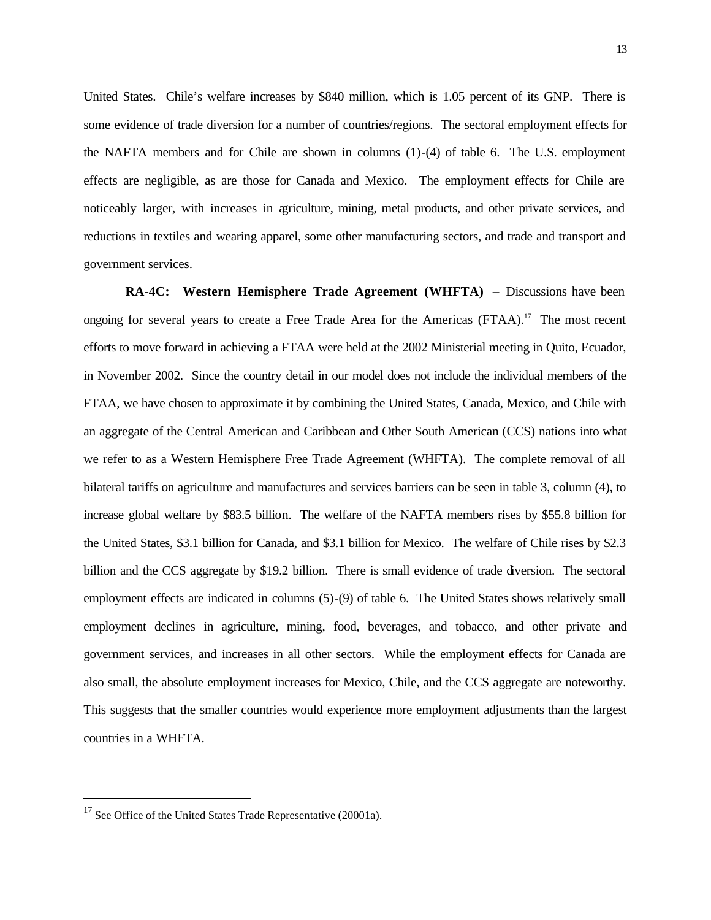United States. Chile's welfare increases by $840 million, which is 1.05 percent of its GNP. There is some evidence of trade diversion for a number of countries/regions. The sectoral employment effects for the NAFTA members and for Chile are shown in columns (1)-(4) of table 6. The U.S. employment effects are negligible, as are those for Canada and Mexico. The employment effects for Chile are noticeably larger, with increases in agriculture, mining, metal products, and other private services, and reductions in textiles and wearing apparel, some other manufacturing sectors, and trade and transport and government services.

**RA-4C: Western Hemisphere Trade Agreement (WHFTA) –** Discussions have been ongoing for several years to create a Free Trade Area for the Americas (FTAA).[17] The most recent efforts to move forward in achieving a FTAA were held at the 2002 Ministerial meeting in Quito, Ecuador, in November 2002. Since the country detail in our model does not include the individual members of the FTAA, we have chosen to approximate it by combining the United States, Canada, Mexico, and Chile with an aggregate of the Central American and Caribbean and Other South American (CCS) nations into what we refer to as a Western Hemisphere Free Trade Agreement (WHFTA). The complete removal of all bilateral tariffs on agriculture and manufactures and services barriers can be seen in table 3, column (4), to increase global welfare by $83.5 billion. The welfare of the NAFTA members rises by $55.8 billion for the United States, $3.1 billion for Canada, and $3.1 billion for Mexico. The welfare of Chile rises by $2.3 billion and the CCS aggregate by $19.2 billion. There is small evidence of trade diversion. The sectoral employment effects are indicated in columns (5)-(9) of table 6. The United States shows relatively small employment declines in agriculture, mining, food, beverages, and tobacco, and other private and government services, and increases in all other sectors. While the employment effects for Canada are also small, the absolute employment increases for Mexico, Chile, and the CCS aggregate are noteworthy. This suggests that the smaller countries would experience more employment adjustments than the largest countries in a WHFTA.

---

[17] See Office of the United States Trade Representative (20001a).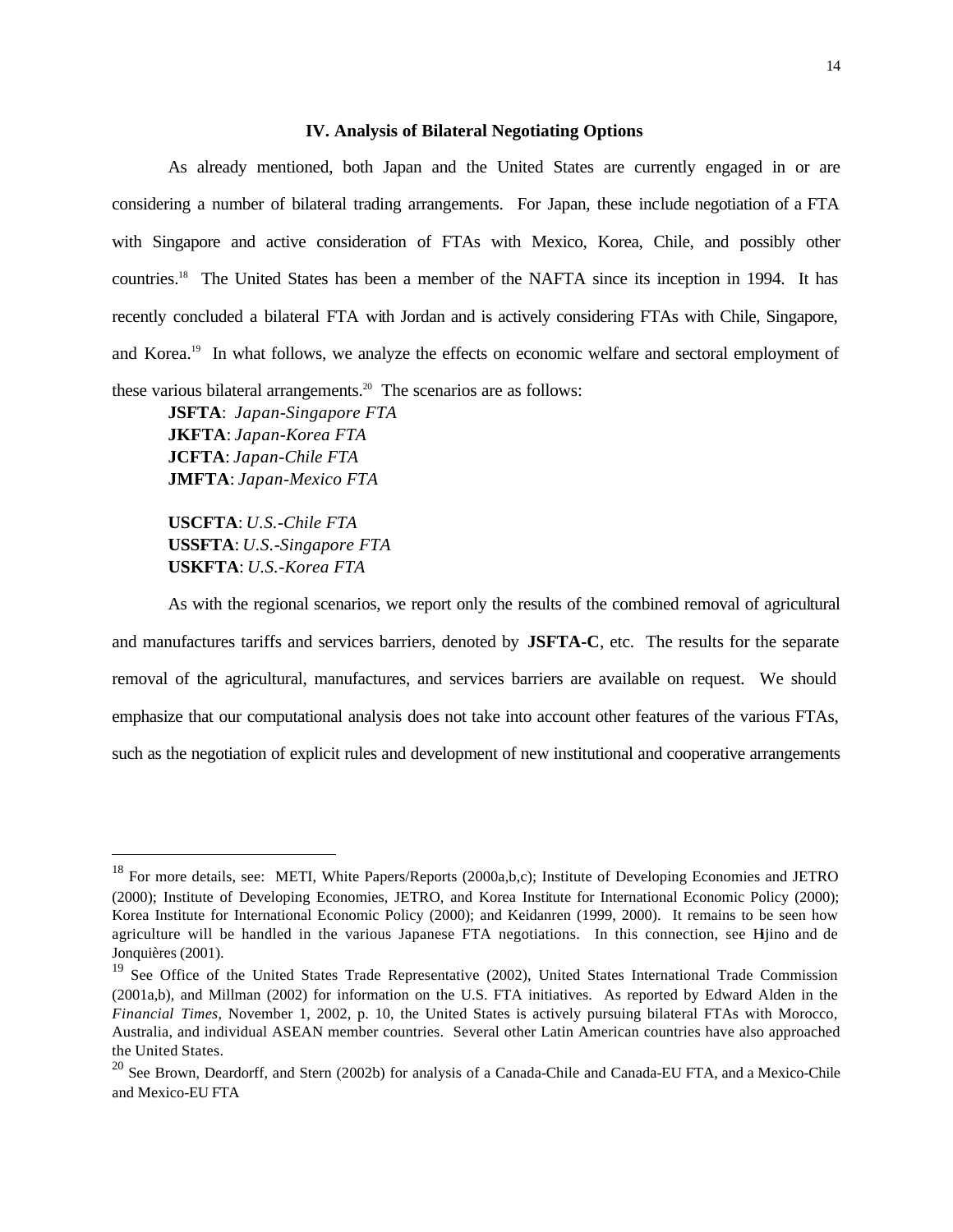### IV. Analysis of Bilateral Negotiating Options

As already mentioned, both Japan and the United States are currently engaged in or are considering a number of bilateral trading arrangements. For Japan, these include negotiation of a FTA with Singapore and active consideration of FTAs with Mexico, Korea, Chile, and possibly other countries.[18] The United States has been a member of the NAFTA since its inception in 1994. It has recently concluded a bilateral FTA with Jordan and is actively considering FTAs with Chile, Singapore, and Korea.[19] In what follows, we analyze the effects on economic welfare and sectoral employment of these various bilateral arrangements.[20] The scenarios are as follows:

**JSFTA**: *Japan-Singapore FTA*
**JKFTA**: *Japan-Korea FTA*
**JCFTA**: *Japan-Chile FTA*
**JMFTA**: *Japan-Mexico FTA*

**USCFTA**: *U.S.-Chile FTA*
**USSFTA**: *U.S.-Singapore FTA*
**USKFTA**: *U.S.-Korea FTA*

As with the regional scenarios, we report only the results of the combined removal of agricultural and manufactures tariffs and services barriers, denoted by **JSFTA-C**, etc. The results for the separate removal of the agricultural, manufactures, and services barriers are available on request. We should emphasize that our computational analysis does not take into account other features of the various FTAs, such as the negotiation of explicit rules and development of new institutional and cooperative arrangements

---

[18] For more details, see: METI, White Papers/Reports (2000a,b,c); Institute of Developing Economies and JETRO (2000); Institute of Developing Economies, JETRO, and Korea Institute for International Economic Policy (2000); Korea Institute for International Economic Policy (2000); and Keidanren (1999, 2000). It remains to be seen how agriculture will be handled in the various Japanese FTA negotiations. In this connection, see Hijino and de Jonquières (2001).

[19] See Office of the United States Trade Representative (2002), United States International Trade Commission (2001a,b), and Millman (2002) for information on the U.S. FTA initiatives. As reported by Edward Alden in the *Financial Times*, November 1, 2002, p. 10, the United States is actively pursuing bilateral FTAs with Morocco, Australia, and individual ASEAN member countries. Several other Latin American countries have also approached the United States.

[20] See Brown, Deardorff, and Stern (2002b) for analysis of a Canada-Chile and Canada-EU FTA, and a Mexico-Chile and Mexico-EU FTA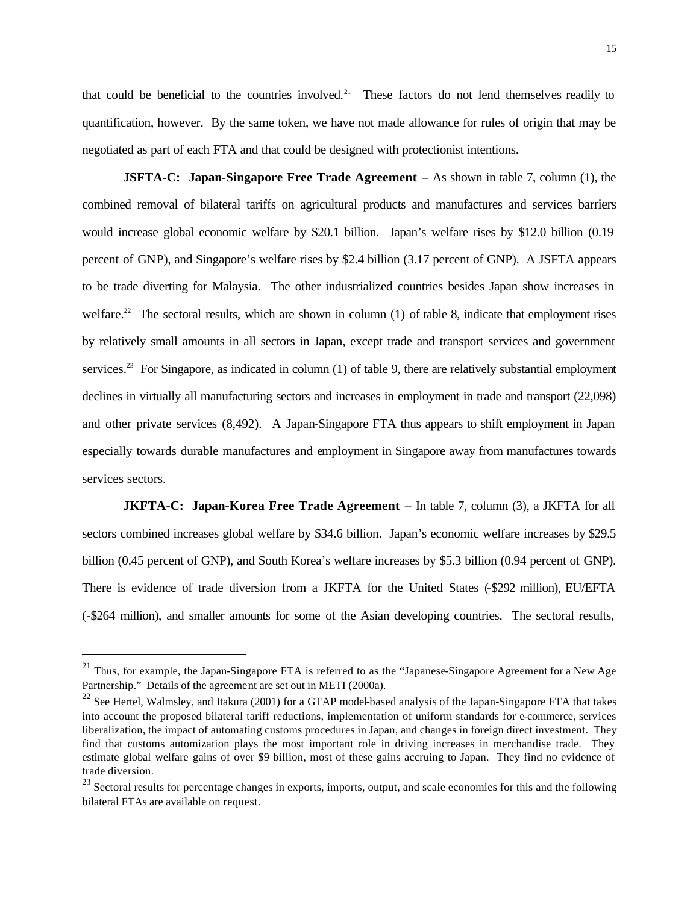that could be beneficial to the countries involved.[21] These factors do not lend themselves readily to quantification, however. By the same token, we have not made allowance for rules of origin that may be negotiated as part of each FTA and that could be designed with protectionist intentions.

**JSFTA-C: Japan-Singapore Free Trade Agreement** – As shown in table 7, column (1), the combined removal of bilateral tariffs on agricultural products and manufactures and services barriers would increase global economic welfare by \$20.1 billion. Japan's welfare rises by \$12.0 billion (0.19 percent of GNP), and Singapore's welfare rises by \$2.4 billion (3.17 percent of GNP). A JSFTA appears to be trade diverting for Malaysia. The other industrialized countries besides Japan show increases in welfare.[22] The sectoral results, which are shown in column (1) of table 8, indicate that employment rises by relatively small amounts in all sectors in Japan, except trade and transport services and government services.[23] For Singapore, as indicated in column (1) of table 9, there are relatively substantial employment declines in virtually all manufacturing sectors and increases in employment in trade and transport (22,098) and other private services (8,492). A Japan-Singapore FTA thus appears to shift employment in Japan especially towards durable manufactures and employment in Singapore away from manufactures towards services sectors.

**JKFTA-C: Japan-Korea Free Trade Agreement** – In table 7, column (3), a JKFTA for all sectors combined increases global welfare by \$34.6 billion. Japan's economic welfare increases by \$29.5 billion (0.45 percent of GNP), and South Korea's welfare increases by \$5.3 billion (0.94 percent of GNP). There is evidence of trade diversion from a JKFTA for the United States (-\$292 million), EU/EFTA (-\$264 million), and smaller amounts for some of the Asian developing countries. The sectoral results,

---

[21] Thus, for example, the Japan-Singapore FTA is referred to as the "Japanese-Singapore Agreement for a New Age Partnership." Details of the agreement are set out in METI (2000a).

[22] See Hertel, Walmsley, and Itakura (2001) for a GTAP model-based analysis of the Japan-Singapore FTA that takes into account the proposed bilateral tariff reductions, implementation of uniform standards for e-commerce, services liberalization, the impact of automating customs procedures in Japan, and changes in foreign direct investment. They find that customs automization plays the most important role in driving increases in merchandise trade. They estimate global welfare gains of over \$9 billion, most of these gains accruing to Japan. They find no evidence of trade diversion.

[23] Sectoral results for percentage changes in exports, imports, output, and scale economies for this and the following bilateral FTAs are available on request.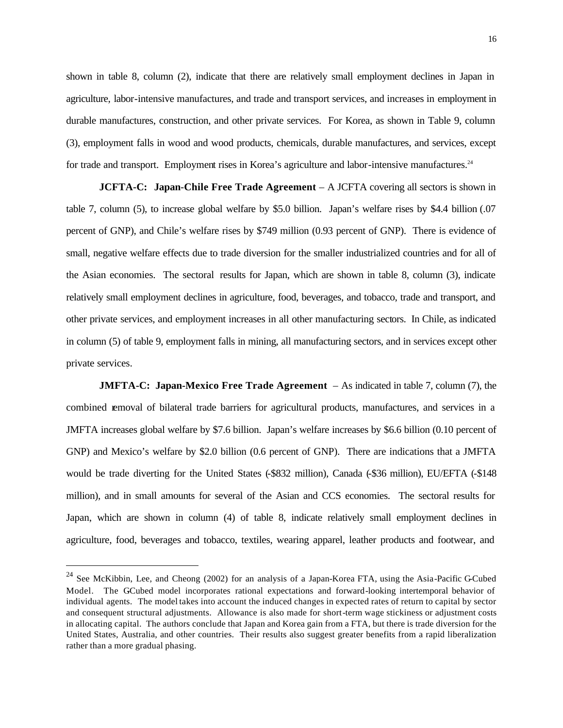shown in table 8, column (2), indicate that there are relatively small employment declines in Japan in agriculture, labor-intensive manufactures, and trade and transport services, and increases in employment in durable manufactures, construction, and other private services. For Korea, as shown in Table 9, column (3), employment falls in wood and wood products, chemicals, durable manufactures, and services, except for trade and transport. Employment rises in Korea's agriculture and labor-intensive manufactures.[24]

**JCFTA-C: Japan-Chile Free Trade Agreement** – A JCFTA covering all sectors is shown in table 7, column (5), to increase global welfare by \$5.0 billion. Japan's welfare rises by \$4.4 billion (.07 percent of GNP), and Chile's welfare rises by \$749 million (0.93 percent of GNP). There is evidence of small, negative welfare effects due to trade diversion for the smaller industrialized countries and for all of the Asian economies. The sectoral results for Japan, which are shown in table 8, column (3), indicate relatively small employment declines in agriculture, food, beverages, and tobacco, trade and transport, and other private services, and employment increases in all other manufacturing sectors. In Chile, as indicated in column (5) of table 9, employment falls in mining, all manufacturing sectors, and in services except other private services.

**JMFTA-C: Japan-Mexico Free Trade Agreement** – As indicated in table 7, column (7), the combined removal of bilateral trade barriers for agricultural products, manufactures, and services in a JMFTA increases global welfare by \$7.6 billion. Japan's welfare increases by \$6.6 billion (0.10 percent of GNP) and Mexico's welfare by \$2.0 billion (0.6 percent of GNP). There are indications that a JMFTA would be trade diverting for the United States (-\$832 million), Canada (-\$36 million), EU/EFTA (-\$148 million), and in small amounts for several of the Asian and CCS economies. The sectoral results for Japan, which are shown in column (4) of table 8, indicate relatively small employment declines in agriculture, food, beverages and tobacco, textiles, wearing apparel, leather products and footwear, and

---

[24] See McKibbin, Lee, and Cheong (2002) for an analysis of a Japan-Korea FTA, using the Asia-Pacific G-Cubed Model. The GCubed model incorporates rational expectations and forward-looking intertemporal behavior of individual agents. The model takes into account the induced changes in expected rates of return to capital by sector and consequent structural adjustments. Allowance is also made for short-term wage stickiness or adjustment costs in allocating capital. The authors conclude that Japan and Korea gain from a FTA, but there is trade diversion for the United States, Australia, and other countries. Their results also suggest greater benefits from a rapid liberalization rather than a more gradual phasing.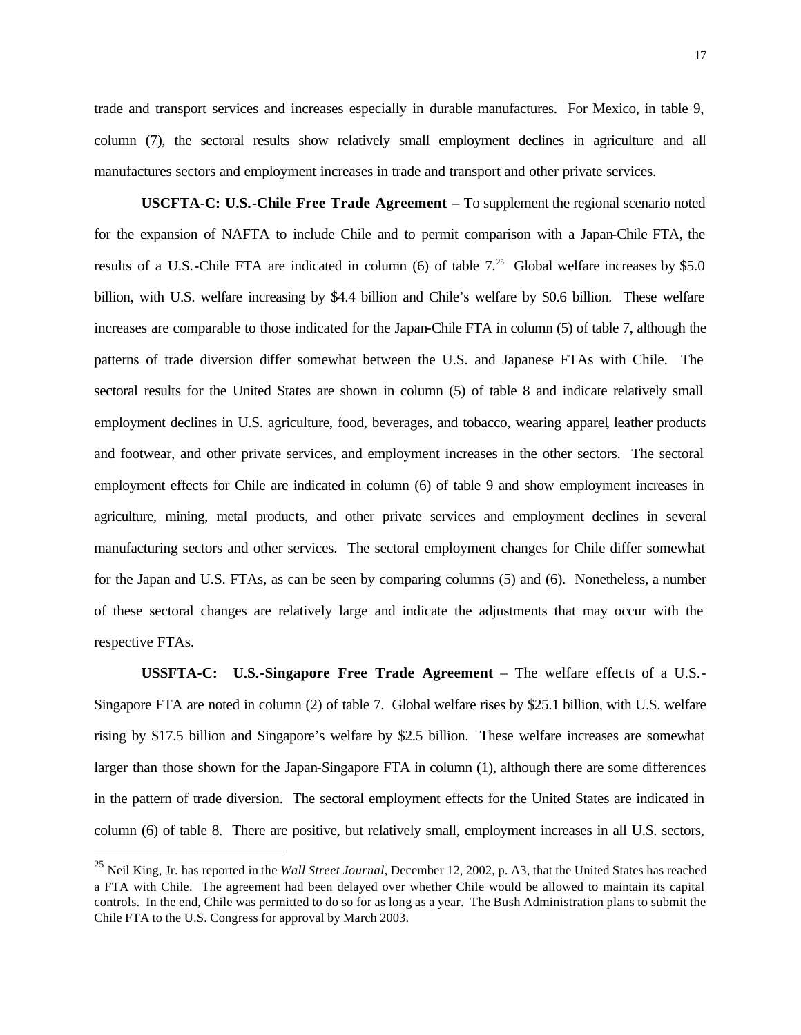trade and transport services and increases especially in durable manufactures. For Mexico, in table 9, column (7), the sectoral results show relatively small employment declines in agriculture and all manufactures sectors and employment increases in trade and transport and other private services.

**USCFTA-C: U.S.-Chile Free Trade Agreement** – To supplement the regional scenario noted for the expansion of NAFTA to include Chile and to permit comparison with a Japan-Chile FTA, the results of a U.S.-Chile FTA are indicated in column (6) of table 7.[25] Global welfare increases by $5.0 billion, with U.S. welfare increasing by $4.4 billion and Chile's welfare by $0.6 billion. These welfare increases are comparable to those indicated for the Japan-Chile FTA in column (5) of table 7, although the patterns of trade diversion differ somewhat between the U.S. and Japanese FTAs with Chile. The sectoral results for the United States are shown in column (5) of table 8 and indicate relatively small employment declines in U.S. agriculture, food, beverages, and tobacco, wearing apparel, leather products and footwear, and other private services, and employment increases in the other sectors. The sectoral employment effects for Chile are indicated in column (6) of table 9 and show employment increases in agriculture, mining, metal products, and other private services and employment declines in several manufacturing sectors and other services. The sectoral employment changes for Chile differ somewhat for the Japan and U.S. FTAs, as can be seen by comparing columns (5) and (6). Nonetheless, a number of these sectoral changes are relatively large and indicate the adjustments that may occur with the respective FTAs.

**USSFTA-C: U.S.-Singapore Free Trade Agreement** – The welfare effects of a U.S.-Singapore FTA are noted in column (2) of table 7. Global welfare rises by $25.1 billion, with U.S. welfare rising by $17.5 billion and Singapore's welfare by $2.5 billion. These welfare increases are somewhat larger than those shown for the Japan-Singapore FTA in column (1), although there are some differences in the pattern of trade diversion. The sectoral employment effects for the United States are indicated in column (6) of table 8. There are positive, but relatively small, employment increases in all U.S. sectors,

---

[25] Neil King, Jr. has reported in the *Wall Street Journal*, December 12, 2002, p. A3, that the United States has reached a FTA with Chile. The agreement had been delayed over whether Chile would be allowed to maintain its capital controls. In the end, Chile was permitted to do so for as long as a year. The Bush Administration plans to submit the Chile FTA to the U.S. Congress for approval by March 2003.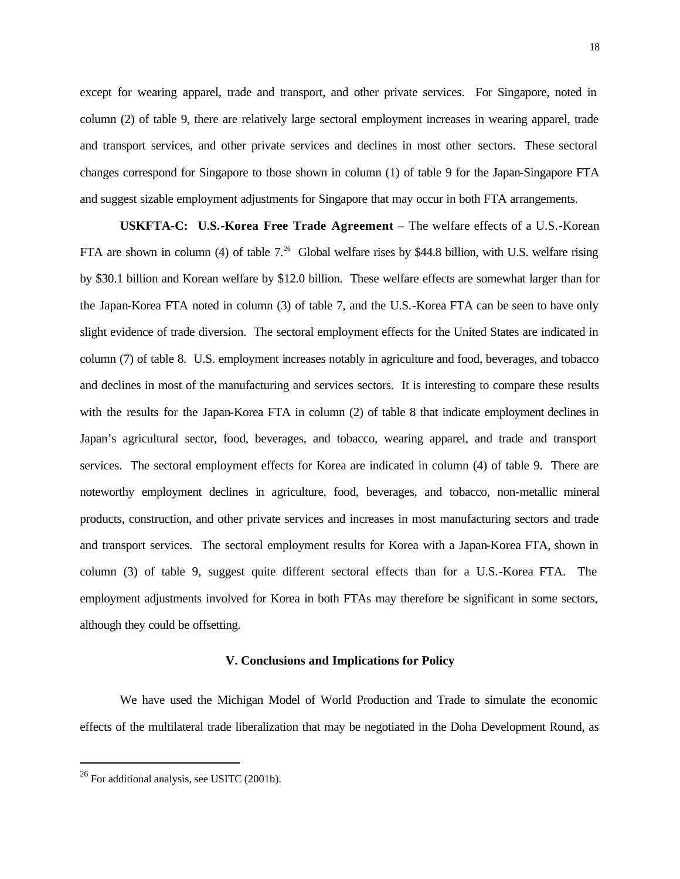except for wearing apparel, trade and transport, and other private services. For Singapore, noted in column (2) of table 9, there are relatively large sectoral employment increases in wearing apparel, trade and transport services, and other private services and declines in most other sectors. These sectoral changes correspond for Singapore to those shown in column (1) of table 9 for the Japan-Singapore FTA and suggest sizable employment adjustments for Singapore that may occur in both FTA arrangements.

**USKFTA-C: U.S.-Korea Free Trade Agreement** – The welfare effects of a U.S.-Korean FTA are shown in column (4) of table 7.[26] Global welfare rises by $44.8 billion, with U.S. welfare rising by $30.1 billion and Korean welfare by $12.0 billion. These welfare effects are somewhat larger than for the Japan-Korea FTA noted in column (3) of table 7, and the U.S.-Korea FTA can be seen to have only slight evidence of trade diversion. The sectoral employment effects for the United States are indicated in column (7) of table 8. U.S. employment increases notably in agriculture and food, beverages, and tobacco and declines in most of the manufacturing and services sectors. It is interesting to compare these results with the results for the Japan-Korea FTA in column (2) of table 8 that indicate employment declines in Japan's agricultural sector, food, beverages, and tobacco, wearing apparel, and trade and transport services. The sectoral employment effects for Korea are indicated in column (4) of table 9. There are noteworthy employment declines in agriculture, food, beverages, and tobacco, non-metallic mineral products, construction, and other private services and increases in most manufacturing sectors and trade and transport services. The sectoral employment results for Korea with a Japan-Korea FTA, shown in column (3) of table 9, suggest quite different sectoral effects than for a U.S.-Korea FTA. The employment adjustments involved for Korea in both FTAs may therefore be significant in some sectors, although they could be offsetting.

## V. Conclusions and Implications for Policy

We have used the Michigan Model of World Production and Trade to simulate the economic effects of the multilateral trade liberalization that may be negotiated in the Doha Development Round, as

---

[26] For additional analysis, see USITC (2001b).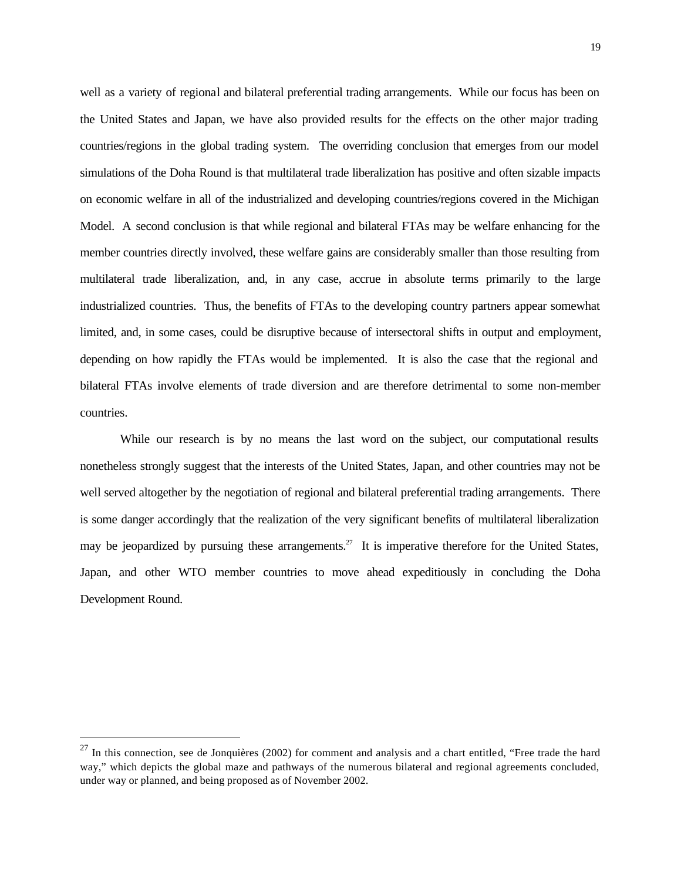well as a variety of regional and bilateral preferential trading arrangements. While our focus has been on the United States and Japan, we have also provided results for the effects on the other major trading countries/regions in the global trading system. The overriding conclusion that emerges from our model simulations of the Doha Round is that multilateral trade liberalization has positive and often sizable impacts on economic welfare in all of the industrialized and developing countries/regions covered in the Michigan Model. A second conclusion is that while regional and bilateral FTAs may be welfare enhancing for the member countries directly involved, these welfare gains are considerably smaller than those resulting from multilateral trade liberalization, and, in any case, accrue in absolute terms primarily to the large industrialized countries. Thus, the benefits of FTAs to the developing country partners appear somewhat limited, and, in some cases, could be disruptive because of intersectoral shifts in output and employment, depending on how rapidly the FTAs would be implemented. It is also the case that the regional and bilateral FTAs involve elements of trade diversion and are therefore detrimental to some non-member countries.

While our research is by no means the last word on the subject, our computational results nonetheless strongly suggest that the interests of the United States, Japan, and other countries may not be well served altogether by the negotiation of regional and bilateral preferential trading arrangements. There is some danger accordingly that the realization of the very significant benefits of multilateral liberalization may be jeopardized by pursuing these arrangements.[27] It is imperative therefore for the United States, Japan, and other WTO member countries to move ahead expeditiously in concluding the Doha Development Round.

---

[27] In this connection, see de Jonquières (2002) for comment and analysis and a chart entitled, "Free trade the hard way," which depicts the global maze and pathways of the numerous bilateral and regional agreements concluded, under way or planned, and being proposed as of November 2002.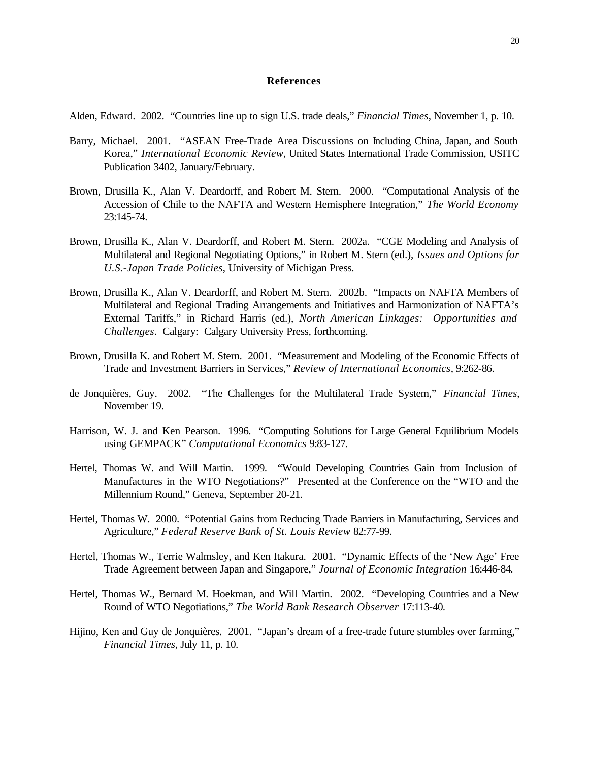## References

Alden, Edward. 2002. "Countries line up to sign U.S. trade deals," *Financial Times*, November 1, p. 10.

Barry, Michael. 2001. "ASEAN Free-Trade Area Discussions on Including China, Japan, and South Korea," *International Economic Review*, United States International Trade Commission, USITC Publication 3402, January/February.

Brown, Drusilla K., Alan V. Deardorff, and Robert M. Stern. 2000. "Computational Analysis of the Accession of Chile to the NAFTA and Western Hemisphere Integration," *The World Economy* 23:145-74.

Brown, Drusilla K., Alan V. Deardorff, and Robert M. Stern. 2002a. "CGE Modeling and Analysis of Multilateral and Regional Negotiating Options," in Robert M. Stern (ed.), *Issues and Options for U.S.-Japan Trade Policies*, University of Michigan Press.

Brown, Drusilla K., Alan V. Deardorff, and Robert M. Stern. 2002b. "Impacts on NAFTA Members of Multilateral and Regional Trading Arrangements and Initiatives and Harmonization of NAFTA's External Tariffs," in Richard Harris (ed.), *North American Linkages: Opportunities and Challenges*. Calgary: Calgary University Press, forthcoming.

Brown, Drusilla K. and Robert M. Stern. 2001. "Measurement and Modeling of the Economic Effects of Trade and Investment Barriers in Services," *Review of International Economics*, 9:262-86.

de Jonquières, Guy. 2002. "The Challenges for the Multilateral Trade System," *Financial Times*, November 19.

Harrison, W. J. and Ken Pearson. 1996. "Computing Solutions for Large General Equilibrium Models using GEMPACK" *Computational Economics* 9:83-127.

Hertel, Thomas W. and Will Martin. 1999. "Would Developing Countries Gain from Inclusion of Manufactures in the WTO Negotiations?" Presented at the Conference on the "WTO and the Millennium Round," Geneva, September 20-21.

Hertel, Thomas W. 2000. "Potential Gains from Reducing Trade Barriers in Manufacturing, Services and Agriculture," *Federal Reserve Bank of St. Louis Review* 82:77-99.

Hertel, Thomas W., Terrie Walmsley, and Ken Itakura. 2001. "Dynamic Effects of the 'New Age' Free Trade Agreement between Japan and Singapore," *Journal of Economic Integration* 16:446-84.

Hertel, Thomas W., Bernard M. Hoekman, and Will Martin. 2002. "Developing Countries and a New Round of WTO Negotiations," *The World Bank Research Observer* 17:113-40.

Hijino, Ken and Guy de Jonquières. 2001. "Japan's dream of a free-trade future stumbles over farming," *Financial Times*, July 11, p. 10.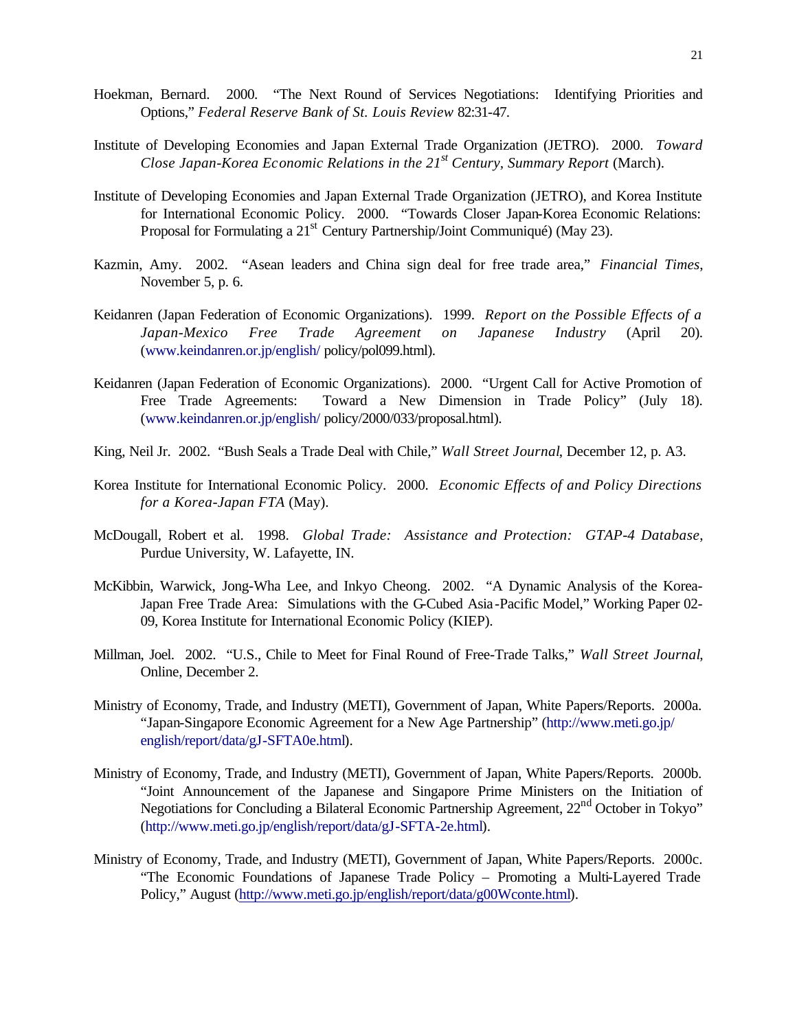Hoekman, Bernard. 2000. "The Next Round of Services Negotiations: Identifying Priorities and Options," *Federal Reserve Bank of St. Louis Review* 82:31-47.

Institute of Developing Economies and Japan External Trade Organization (JETRO). 2000. *Toward Close Japan-Korea Economic Relations in the 21st Century, Summary Report* (March).

Institute of Developing Economies and Japan External Trade Organization (JETRO), and Korea Institute for International Economic Policy. 2000. "Towards Closer Japan-Korea Economic Relations: Proposal for Formulating a 21st Century Partnership/Joint Communiqué) (May 23).

Kazmin, Amy. 2002. "Asean leaders and China sign deal for free trade area," *Financial Times*, November 5, p. 6.

Keidanren (Japan Federation of Economic Organizations). 1999. *Report on the Possible Effects of a Japan-Mexico Free Trade Agreement on Japanese Industry* (April 20). (www.keindanren.or.jp/english/ policy/pol099.html).

Keidanren (Japan Federation of Economic Organizations). 2000. "Urgent Call for Active Promotion of Free Trade Agreements: Toward a New Dimension in Trade Policy" (July 18). (www.keindanren.or.jp/english/ policy/2000/033/proposal.html).

King, Neil Jr. 2002. "Bush Seals a Trade Deal with Chile," *Wall Street Journal*, December 12, p. A3.

Korea Institute for International Economic Policy. 2000. *Economic Effects of and Policy Directions for a Korea-Japan FTA* (May).

McDougall, Robert et al. 1998. *Global Trade: Assistance and Protection: GTAP-4 Database*, Purdue University, W. Lafayette, IN.

McKibbin, Warwick, Jong-Wha Lee, and Inkyo Cheong. 2002. "A Dynamic Analysis of the Korea-Japan Free Trade Area: Simulations with the G-Cubed Asia-Pacific Model," Working Paper 02-09, Korea Institute for International Economic Policy (KIEP).

Millman, Joel. 2002. "U.S., Chile to Meet for Final Round of Free-Trade Talks," *Wall Street Journal*, Online, December 2.

Ministry of Economy, Trade, and Industry (METI), Government of Japan, White Papers/Reports. 2000a. "Japan-Singapore Economic Agreement for a New Age Partnership" (http://www.meti.go.jp/english/report/data/gJ-SFTA0e.html).

Ministry of Economy, Trade, and Industry (METI), Government of Japan, White Papers/Reports. 2000b. "Joint Announcement of the Japanese and Singapore Prime Ministers on the Initiation of Negotiations for Concluding a Bilateral Economic Partnership Agreement, 22nd October in Tokyo" (http://www.meti.go.jp/english/report/data/gJ-SFTA-2e.html).

Ministry of Economy, Trade, and Industry (METI), Government of Japan, White Papers/Reports. 2000c. "The Economic Foundations of Japanese Trade Policy – Promoting a Multi-Layered Trade Policy," August (http://www.meti.go.jp/english/report/data/g00Wconte.html).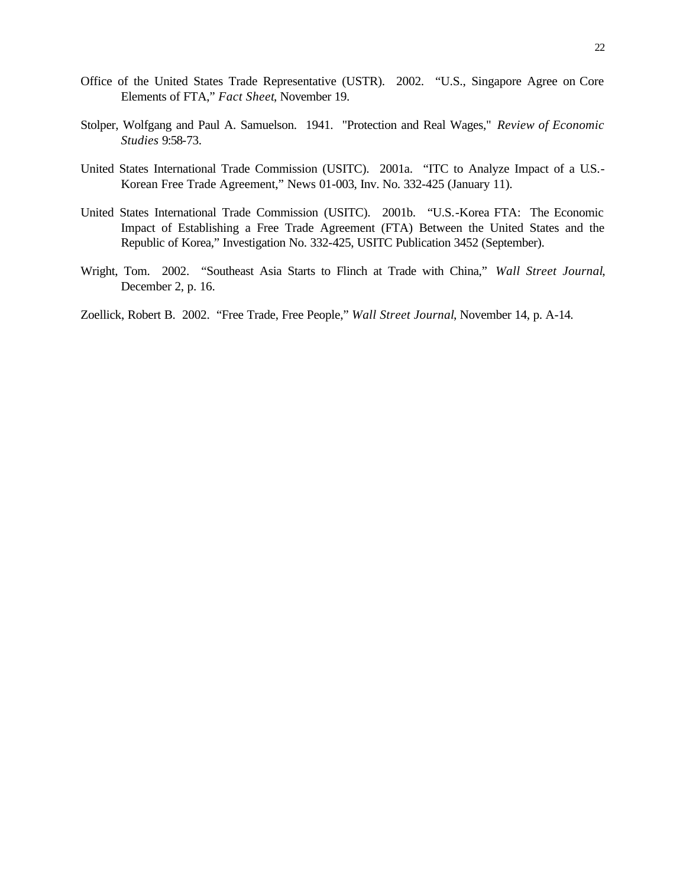Office of the United States Trade Representative (USTR). 2002. "U.S., Singapore Agree on Core Elements of FTA," *Fact Sheet*, November 19.

Stolper, Wolfgang and Paul A. Samuelson. 1941. "Protection and Real Wages," *Review of Economic Studies* 9:58-73.

United States International Trade Commission (USITC). 2001a. "ITC to Analyze Impact of a U.S.-Korean Free Trade Agreement," News 01-003, Inv. No. 332-425 (January 11).

United States International Trade Commission (USITC). 2001b. "U.S.-Korea FTA: The Economic Impact of Establishing a Free Trade Agreement (FTA) Between the United States and the Republic of Korea," Investigation No. 332-425, USITC Publication 3452 (September).

Wright, Tom. 2002. "Southeast Asia Starts to Flinch at Trade with China," *Wall Street Journal*, December 2, p. 16.

Zoellick, Robert B. 2002. "Free Trade, Free People," *Wall Street Journal*, November 14, p. A-14.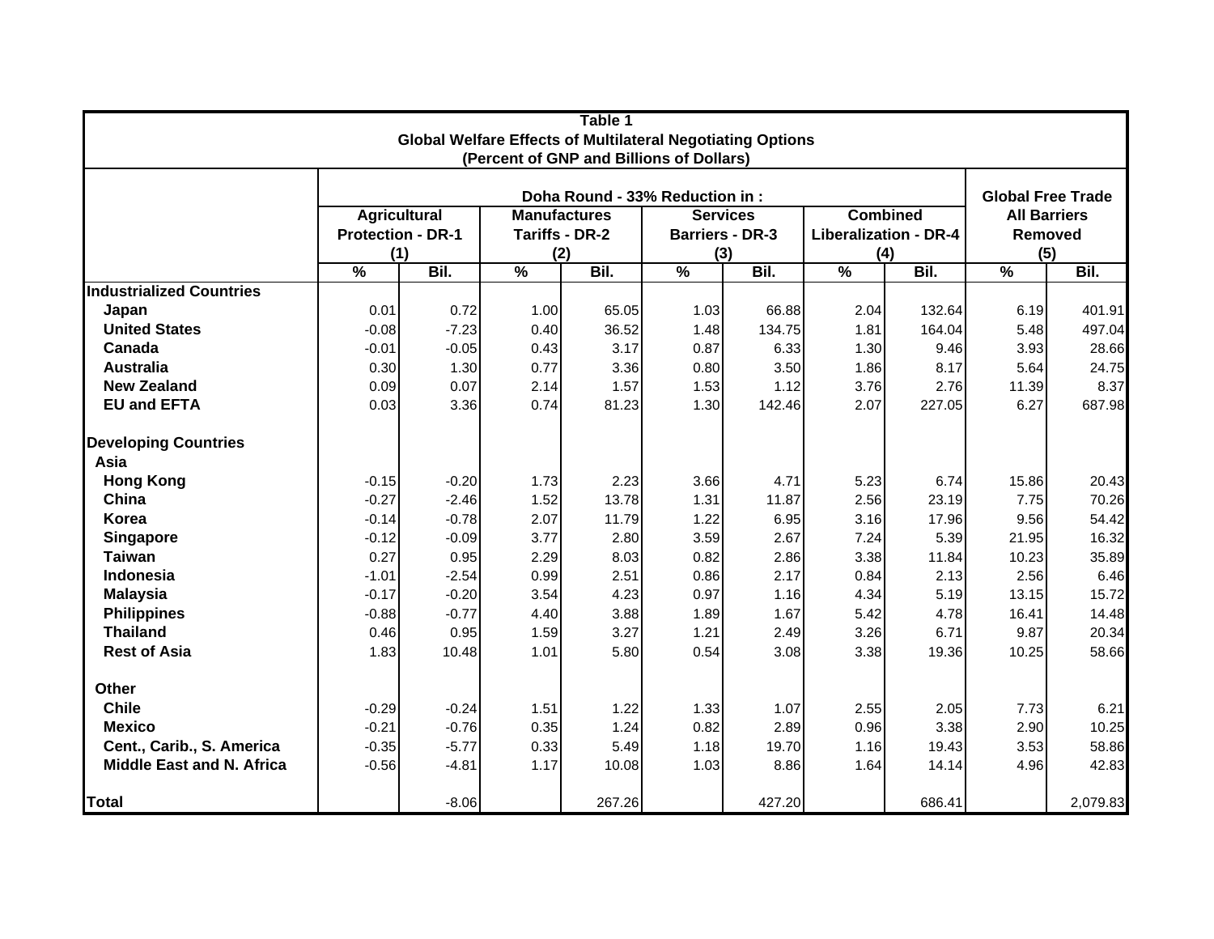**Table 1**
**Global Welfare Effects of Multilateral Negotiating Options**
**(Percent of GNP and Billions of Dollars)**

| | Doha Round - 33% Reduction in : | | | | | | | | Global Free Trade | |
|---|---|---|---|---|---|---|---|---|---|---|
| | Agricultural Protection - DR-1 (1) | | Manufactures Tariffs - DR-2 (2) | | Services Barriers - DR-3 (3) | | Combined Liberalization - DR-4 (4) | | All Barriers Removed (5) | |
| | % | Bil. | % | Bil. | % | Bil. | % | Bil. | % | Bil. |
| **Industrialized Countries** | | | | | | | | | | |
| **Japan** | 0.01 | 0.72 | 1.00 | 65.05 | 1.03 | 66.88 | 2.04 | 132.64 | 6.19 | 401.91 |
| **United States** | -0.08 | -7.23 | 0.40 | 36.52 | 1.48 | 134.75 | 1.81 | 164.04 | 5.48 | 497.04 |
| **Canada** | -0.01 | -0.05 | 0.43 | 3.17 | 0.87 | 6.33 | 1.30 | 9.46 | 3.93 | 28.66 |
| **Australia** | 0.30 | 1.30 | 0.77 | 3.36 | 0.80 | 3.50 | 1.86 | 8.17 | 5.64 | 24.75 |
| **New Zealand** | 0.09 | 0.07 | 2.14 | 1.57 | 1.53 | 1.12 | 3.76 | 2.76 | 11.39 | 8.37 |
| **EU and EFTA** | 0.03 | 3.36 | 0.74 | 81.23 | 1.30 | 142.46 | 2.07 | 227.05 | 6.27 | 687.98 |
| **Developing Countries** | | | | | | | | | | |
| **Asia** | | | | | | | | | | |
| **Hong Kong** | -0.15 | -0.20 | 1.73 | 2.23 | 3.66 | 4.71 | 5.23 | 6.74 | 15.86 | 20.43 |
| **China** | -0.27 | -2.46 | 1.52 | 13.78 | 1.31 | 11.87 | 2.56 | 23.19 | 7.75 | 70.26 |
| **Korea** | -0.14 | -0.78 | 2.07 | 11.79 | 1.22 | 6.95 | 3.16 | 17.96 | 9.56 | 54.42 |
| **Singapore** | -0.12 | -0.09 | 3.77 | 2.80 | 3.59 | 2.67 | 7.24 | 5.39 | 21.95 | 16.32 |
| **Taiwan** | 0.27 | 0.95 | 2.29 | 8.03 | 0.82 | 2.86 | 3.38 | 11.84 | 10.23 | 35.89 |
| **Indonesia** | -1.01 | -2.54 | 0.99 | 2.51 | 0.86 | 2.17 | 0.84 | 2.13 | 2.56 | 6.46 |
| **Malaysia** | -0.17 | -0.20 | 3.54 | 4.23 | 0.97 | 1.16 | 4.34 | 5.19 | 13.15 | 15.72 |
| **Philippines** | -0.88 | -0.77 | 4.40 | 3.88 | 1.89 | 1.67 | 5.42 | 4.78 | 16.41 | 14.48 |
| **Thailand** | 0.46 | 0.95 | 1.59 | 3.27 | 1.21 | 2.49 | 3.26 | 6.71 | 9.87 | 20.34 |
| **Rest of Asia** | 1.83 | 10.48 | 1.01 | 5.80 | 0.54 | 3.08 | 3.38 | 19.36 | 10.25 | 58.66 |
| **Other** | | | | | | | | | | |
| **Chile** | -0.29 | -0.24 | 1.51 | 1.22 | 1.33 | 1.07 | 2.55 | 2.05 | 7.73 | 6.21 |
| **Mexico** | -0.21 | -0.76 | 0.35 | 1.24 | 0.82 | 2.89 | 0.96 | 3.38 | 2.90 | 10.25 |
| **Cent., Carib., S. America** | -0.35 | -5.77 | 0.33 | 5.49 | 1.18 | 19.70 | 1.16 | 19.43 | 3.53 | 58.86 |
| **Middle East and N. Africa** | -0.56 | -4.81 | 1.17 | 10.08 | 1.03 | 8.86 | 1.64 | 14.14 | 4.96 | 42.83 |
| **Total** | | -8.06 | | 267.26 | | 427.20 | | 686.41 | | 2,079.83 |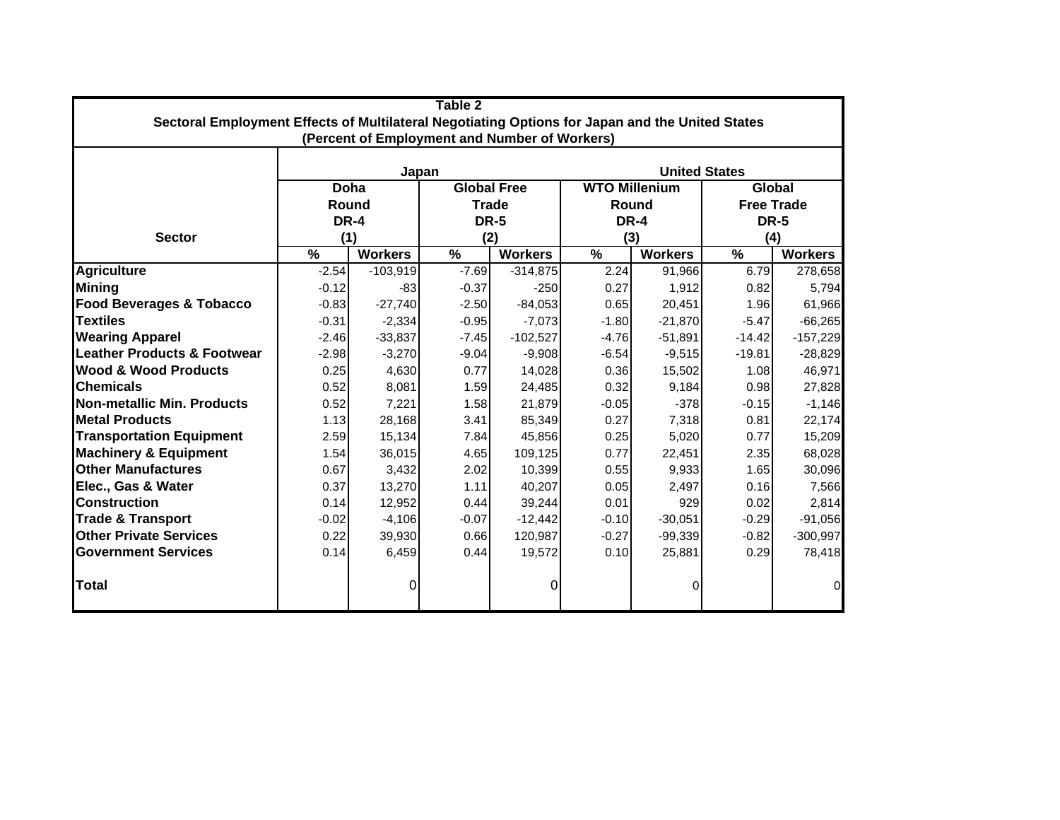**Table 2**
**Sectoral Employment Effects of Multilateral Negotiating Options for Japan and the United States**
**(Percent of Employment and Number of Workers)**

| Sector | Japan | | | | United States | | | |
|---|---|---|---|---|---|---|---|---|
| | Doha Round DR-4 (1) | | Global Free Trade DR-5 (2) | | WTO Millenium Round DR-4 (3) | | Global Free Trade DR-5 (4) | |
| | % | Workers | % | Workers | % | Workers | % | Workers |
| **Agriculture** | -2.54 | -103,919 | -7.69 | -314,875 | 2.24 | 91,966 | 6.79 | 278,658 |
| **Mining** | -0.12 | -83 | -0.37 | -250 | 0.27 | 1,912 | 0.82 | 5,794 |
| **Food Beverages & Tobacco** | -0.83 | -27,740 | -2.50 | -84,053 | 0.65 | 20,451 | 1.96 | 61,966 |
| **Textiles** | -0.31 | -2,334 | -0.95 | -7,073 | -1.80 | -21,870 | -5.47 | -66,265 |
| **Wearing Apparel** | -2.46 | -33,837 | -7.45 | -102,527 | -4.76 | -51,891 | -14.42 | -157,229 |
| **Leather Products & Footwear** | -2.98 | -3,270 | -9.04 | -9,908 | -6.54 | -9,515 | -19.81 | -28,829 |
| **Wood & Wood Products** | 0.25 | 4,630 | 0.77 | 14,028 | 0.36 | 15,502 | 1.08 | 46,971 |
| **Chemicals** | 0.52 | 8,081 | 1.59 | 24,485 | 0.32 | 9,184 | 0.98 | 27,828 |
| **Non-metallic Min. Products** | 0.52 | 7,221 | 1.58 | 21,879 | -0.05 | -378 | -0.15 | -1,146 |
| **Metal Products** | 1.13 | 28,168 | 3.41 | 85,349 | 0.27 | 7,318 | 0.81 | 22,174 |
| **Transportation Equipment** | 2.59 | 15,134 | 7.84 | 45,856 | 0.25 | 5,020 | 0.77 | 15,209 |
| **Machinery & Equipment** | 1.54 | 36,015 | 4.65 | 109,125 | 0.77 | 22,451 | 2.35 | 68,028 |
| **Other Manufactures** | 0.67 | 3,432 | 2.02 | 10,399 | 0.55 | 9,933 | 1.65 | 30,096 |
| **Elec., Gas & Water** | 0.37 | 13,270 | 1.11 | 40,207 | 0.05 | 2,497 | 0.16 | 7,566 |
| **Construction** | 0.14 | 12,952 | 0.44 | 39,244 | 0.01 | 929 | 0.02 | 2,814 |
| **Trade & Transport** | -0.02 | -4,106 | -0.07 | -12,442 | -0.10 | -30,051 | -0.29 | -91,056 |
| **Other Private Services** | 0.22 | 39,930 | 0.66 | 120,987 | -0.27 | -99,339 | -0.82 | -300,997 |
| **Government Services** | 0.14 | 6,459 | 0.44 | 19,572 | 0.10 | 25,881 | 0.29 | 78,418 |
| **Total** | | 0 | | 0 | | 0 | | 0 |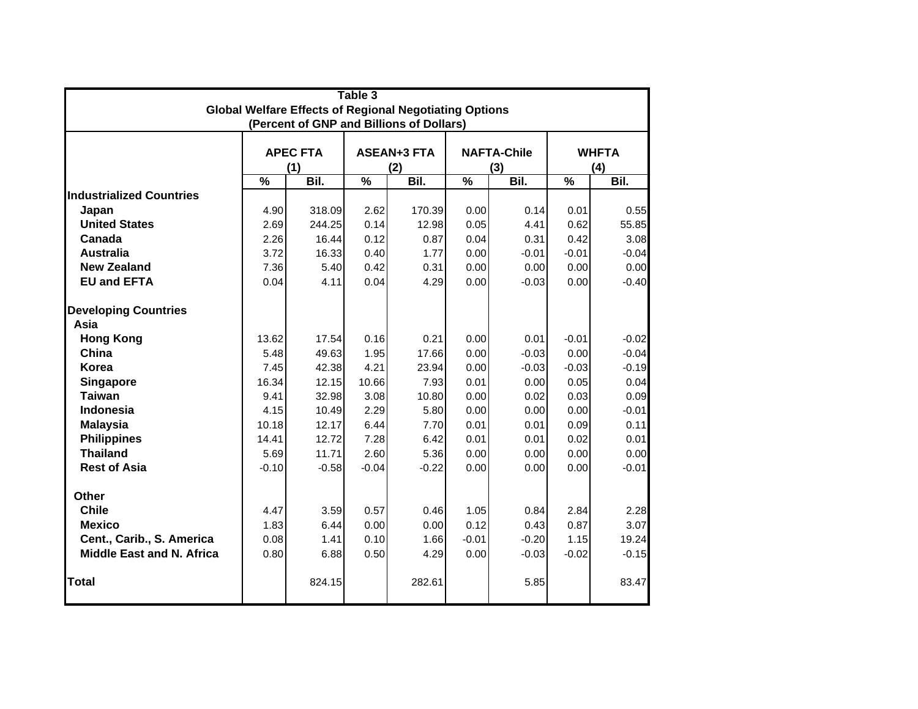**Table 3**
**Global Welfare Effects of Regional Negotiating Options**
**(Percent of GNP and Billions of Dollars)**

| | APEC FTA (1) | | ASEAN+3 FTA (2) | | NAFTA-Chile (3) | | WHFTA (4) | |
|---|---|---|---|---|---|---|---|---|
| | % | Bil. | % | Bil. | % | Bil. | % | Bil. |
| **Industrialized Countries** | | | | | | | | |
| **Japan** | 4.90 | 318.09 | 2.62 | 170.39 | 0.00 | 0.14 | 0.01 | 0.55 |
| **United States** | 2.69 | 244.25 | 0.14 | 12.98 | 0.05 | 4.41 | 0.62 | 55.85 |
| **Canada** | 2.26 | 16.44 | 0.12 | 0.87 | 0.04 | 0.31 | 0.42 | 3.08 |
| **Australia** | 3.72 | 16.33 | 0.40 | 1.77 | 0.00 | -0.01 | -0.01 | -0.04 |
| **New Zealand** | 7.36 | 5.40 | 0.42 | 0.31 | 0.00 | 0.00 | 0.00 | 0.00 |
| **EU and EFTA** | 0.04 | 4.11 | 0.04 | 4.29 | 0.00 | -0.03 | 0.00 | -0.40 |
| **Developing Countries** | | | | | | | | |
| **Asia** | | | | | | | | |
| **Hong Kong** | 13.62 | 17.54 | 0.16 | 0.21 | 0.00 | 0.01 | -0.01 | -0.02 |
| **China** | 5.48 | 49.63 | 1.95 | 17.66 | 0.00 | -0.03 | 0.00 | -0.04 |
| **Korea** | 7.45 | 42.38 | 4.21 | 23.94 | 0.00 | -0.03 | -0.03 | -0.19 |
| **Singapore** | 16.34 | 12.15 | 10.66 | 7.93 | 0.01 | 0.00 | 0.05 | 0.04 |
| **Taiwan** | 9.41 | 32.98 | 3.08 | 10.80 | 0.00 | 0.02 | 0.03 | 0.09 |
| **Indonesia** | 4.15 | 10.49 | 2.29 | 5.80 | 0.00 | 0.00 | 0.00 | -0.01 |
| **Malaysia** | 10.18 | 12.17 | 6.44 | 7.70 | 0.01 | 0.01 | 0.09 | 0.11 |
| **Philippines** | 14.41 | 12.72 | 7.28 | 6.42 | 0.01 | 0.01 | 0.02 | 0.01 |
| **Thailand** | 5.69 | 11.71 | 2.60 | 5.36 | 0.00 | 0.00 | 0.00 | 0.00 |
| **Rest of Asia** | -0.10 | -0.58 | -0.04 | -0.22 | 0.00 | 0.00 | 0.00 | -0.01 |
| **Other** | | | | | | | | |
| **Chile** | 4.47 | 3.59 | 0.57 | 0.46 | 1.05 | 0.84 | 2.84 | 2.28 |
| **Mexico** | 1.83 | 6.44 | 0.00 | 0.00 | 0.12 | 0.43 | 0.87 | 3.07 |
| **Cent., Carib., S. America** | 0.08 | 1.41 | 0.10 | 1.66 | -0.01 | -0.20 | 1.15 | 19.24 |
| **Middle East and N. Africa** | 0.80 | 6.88 | 0.50 | 4.29 | 0.00 | -0.03 | -0.02 | -0.15 |
| **Total** | | 824.15 | | 282.61 | | 5.85 | | 83.47 |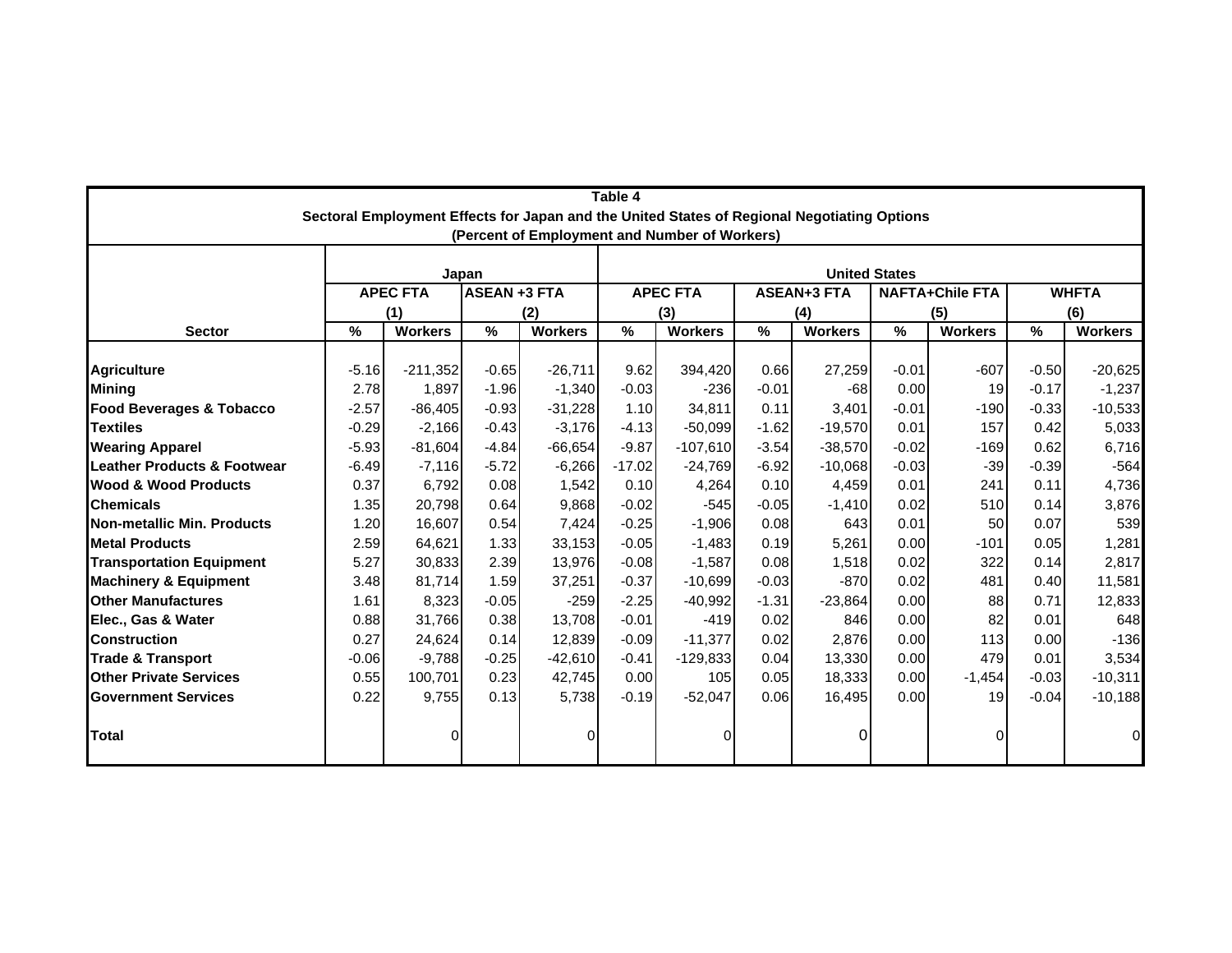**Table 4**
**Sectoral Employment Effects for Japan and the United States of Regional Negotiating Options**
**(Percent of Employment and Number of Workers)**

| | Japan | | | | United States | | | | | | | |
|---|---|---|---|---|---|---|---|---|---|---|---|---|
| | APEC FTA (1) | | ASEAN +3 FTA (2) | | APEC FTA (3) | | ASEAN+3 FTA (4) | | NAFTA+Chile FTA (5) | | WHFTA (6) | |
| **Sector** | % | Workers | % | Workers | % | Workers | % | Workers | % | Workers | % | Workers |
| **Agriculture** | -5.16 | -211,352 | -0.65 | -26,711 | 9.62 | 394,420 | 0.66 | 27,259 | -0.01 | -607 | -0.50 | -20,625 |
| **Mining** | 2.78 | 1,897 | -1.96 | -1,340 | -0.03 | -236 | -0.01 | -68 | 0.00 | 19 | -0.17 | -1,237 |
| **Food Beverages & Tobacco** | -2.57 | -86,405 | -0.93 | -31,228 | 1.10 | 34,811 | 0.11 | 3,401 | -0.01 | -190 | -0.33 | -10,533 |
| **Textiles** | -0.29 | -2,166 | -0.43 | -3,176 | -4.13 | -50,099 | -1.62 | -19,570 | 0.01 | 157 | 0.42 | 5,033 |
| **Wearing Apparel** | -5.93 | -81,604 | -4.84 | -66,654 | -9.87 | -107,610 | -3.54 | -38,570 | -0.02 | -169 | 0.62 | 6,716 |
| **Leather Products & Footwear** | -6.49 | -7,116 | -5.72 | -6,266 | -17.02 | -24,769 | -6.92 | -10,068 | -0.03 | -39 | -0.39 | -564 |
| **Wood & Wood Products** | 0.37 | 6,792 | 0.08 | 1,542 | 0.10 | 4,264 | 0.10 | 4,459 | 0.01 | 241 | 0.11 | 4,736 |
| **Chemicals** | 1.35 | 20,798 | 0.64 | 9,868 | -0.02 | -545 | -0.05 | -1,410 | 0.02 | 510 | 0.14 | 3,876 |
| **Non-metallic Min. Products** | 1.20 | 16,607 | 0.54 | 7,424 | -0.25 | -1,906 | 0.08 | 643 | 0.01 | 50 | 0.07 | 539 |
| **Metal Products** | 2.59 | 64,621 | 1.33 | 33,153 | -0.05 | -1,483 | 0.19 | 5,261 | 0.00 | -101 | 0.05 | 1,281 |
| **Transportation Equipment** | 5.27 | 30,833 | 2.39 | 13,976 | -0.08 | -1,587 | 0.08 | 1,518 | 0.02 | 322 | 0.14 | 2,817 |
| **Machinery & Equipment** | 3.48 | 81,714 | 1.59 | 37,251 | -0.37 | -10,699 | -0.03 | -870 | 0.02 | 481 | 0.40 | 11,581 |
| **Other Manufactures** | 1.61 | 8,323 | -0.05 | -259 | -2.25 | -40,992 | -1.31 | -23,864 | 0.00 | 88 | 0.71 | 12,833 |
| **Elec., Gas & Water** | 0.88 | 31,766 | 0.38 | 13,708 | -0.01 | -419 | 0.02 | 846 | 0.00 | 82 | 0.01 | 648 |
| **Construction** | 0.27 | 24,624 | 0.14 | 12,839 | -0.09 | -11,377 | 0.02 | 2,876 | 0.00 | 113 | 0.00 | -136 |
| **Trade & Transport** | -0.06 | -9,788 | -0.25 | -42,610 | -0.41 | -129,833 | 0.04 | 13,330 | 0.00 | 479 | 0.01 | 3,534 |
| **Other Private Services** | 0.55 | 100,701 | 0.23 | 42,745 | 0.00 | 105 | 0.05 | 18,333 | 0.00 | -1,454 | -0.03 | -10,311 |
| **Government Services** | 0.22 | 9,755 | 0.13 | 5,738 | -0.19 | -52,047 | 0.06 | 16,495 | 0.00 | 19 | -0.04 | -10,188 |
| **Total** | | 0 | | 0 | | 0 | | 0 | | 0 | | 0 |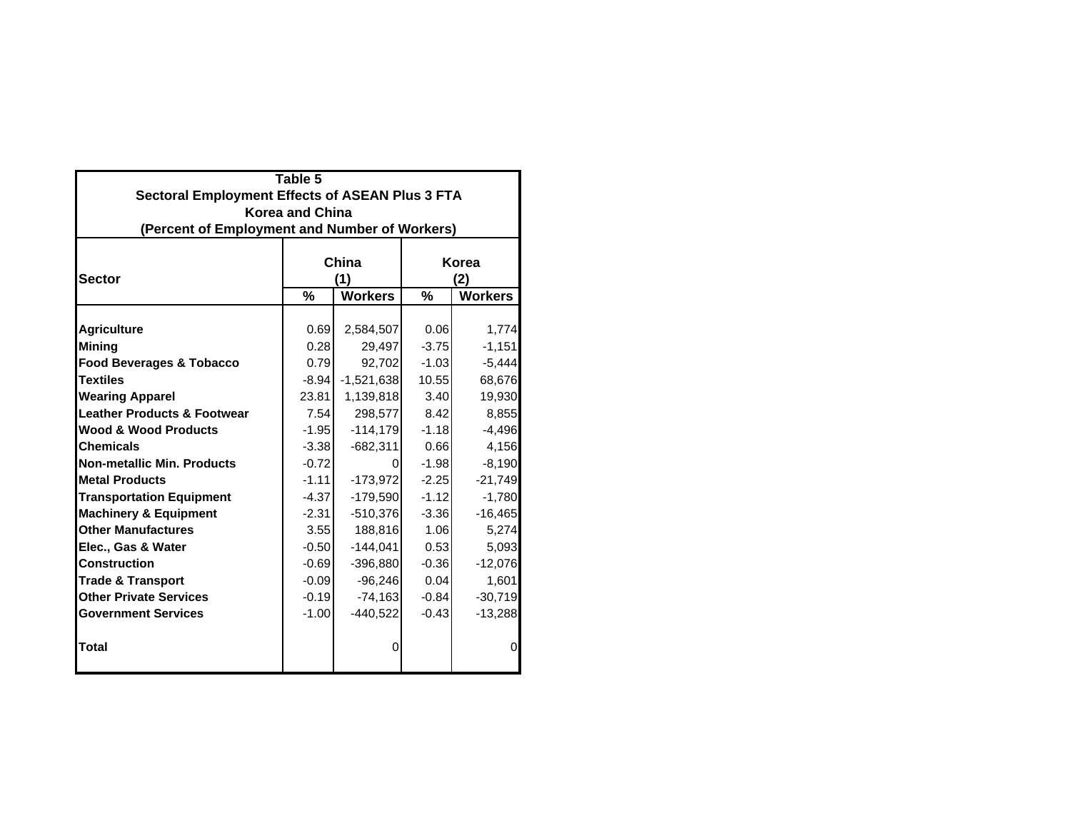**Table 5**
**Sectoral Employment Effects of ASEAN Plus 3 FTA**
**Korea and China**
**(Percent of Employment and Number of Workers)**

| Sector | China (1) | | Korea (2) | |
|---|---|---|---|---|
| | % | Workers | % | Workers |
| **Agriculture** | 0.69 | 2,584,507 | 0.06 | 1,774 |
| **Mining** | 0.28 | 29,497 | -3.75 | -1,151 |
| **Food Beverages & Tobacco** | 0.79 | 92,702 | -1.03 | -5,444 |
| **Textiles** | -8.94 | -1,521,638 | 10.55 | 68,676 |
| **Wearing Apparel** | 23.81 | 1,139,818 | 3.40 | 19,930 |
| **Leather Products & Footwear** | 7.54 | 298,577 | 8.42 | 8,855 |
| **Wood & Wood Products** | -1.95 | -114,179 | -1.18 | -4,496 |
| **Chemicals** | -3.38 | -682,311 | 0.66 | 4,156 |
| **Non-metallic Min. Products** | -0.72 | 0 | -1.98 | -8,190 |
| **Metal Products** | -1.11 | -173,972 | -2.25 | -21,749 |
| **Transportation Equipment** | -4.37 | -179,590 | -1.12 | -1,780 |
| **Machinery & Equipment** | -2.31 | -510,376 | -3.36 | -16,465 |
| **Other Manufactures** | 3.55 | 188,816 | 1.06 | 5,274 |
| **Elec., Gas & Water** | -0.50 | -144,041 | 0.53 | 5,093 |
| **Construction** | -0.69 | -396,880 | -0.36 | -12,076 |
| **Trade & Transport** | -0.09 | -96,246 | 0.04 | 1,601 |
| **Other Private Services** | -0.19 | -74,163 | -0.84 | -30,719 |
| **Government Services** | -1.00 | -440,522 | -0.43 | -13,288 |
| **Total** | | 0 | | 0 |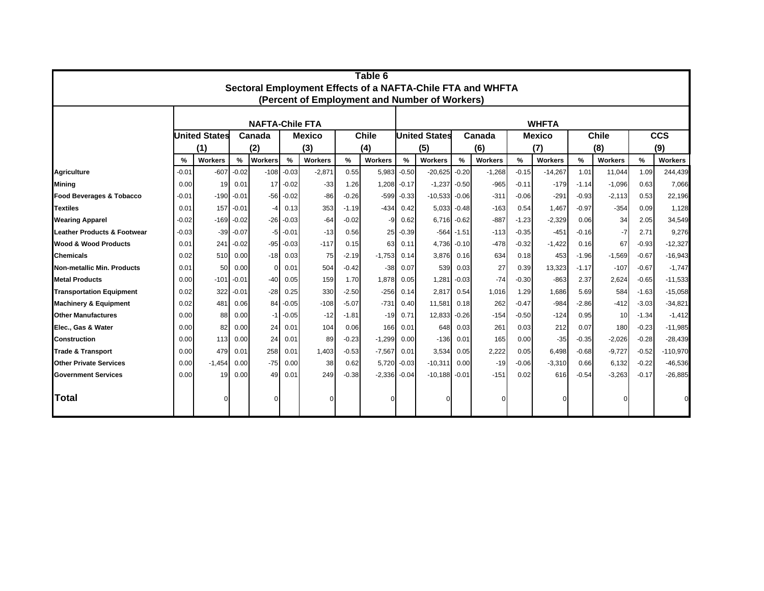**Table 6**
**Sectoral Employment Effects of a NAFTA-Chile FTA and WHFTA**
**(Percent of Employment and Number of Workers)**

| | NAFTA-Chile FTA | | | | | | | | WHFTA | | | | | | | | | |
|---|---|---|---|---|---|---|---|---|---|---|---|---|---|---|---|---|---|---|
| | United States (1) | | Canada (2) | | Mexico (3) | | Chile (4) | | United States (5) | | Canada (6) | | Mexico (7) | | Chile (8) | | CCS (9) | |
| | % | Workers | % | Workers | % | Workers | % | Workers | % | Workers | % | Workers | % | Workers | % | Workers | % | Workers |
| **Agriculture** | -0.01 | -607 | -0.02 | -108 | -0.03 | -2,871 | 0.55 | 5,983 | -0.50 | -20,625 | -0.20 | -1,268 | -0.15 | -14,267 | 1.01 | 11,044 | 1.09 | 244,439 |
| **Mining** | 0.00 | 19 | 0.01 | 17 | -0.02 | -33 | 1.26 | 1,208 | -0.17 | -1,237 | -0.50 | -965 | -0.11 | -179 | -1.14 | -1,096 | 0.63 | 7,066 |
| **Food Beverages & Tobacco** | -0.01 | -190 | -0.01 | -56 | -0.02 | -86 | -0.26 | -599 | -0.33 | -10,533 | -0.06 | -311 | -0.06 | -291 | -0.93 | -2,113 | 0.53 | 22,196 |
| **Textiles** | 0.01 | 157 | -0.01 | -4 | 0.13 | 353 | -1.19 | -434 | 0.42 | 5,033 | -0.48 | -163 | 0.54 | 1,467 | -0.97 | -354 | 0.09 | 1,128 |
| **Wearing Apparel** | -0.02 | -169 | -0.02 | -26 | -0.03 | -64 | -0.02 | -9 | 0.62 | 6,716 | -0.62 | -887 | -1.23 | -2,329 | 0.06 | 34 | 2.05 | 34,549 |
| **Leather Products & Footwear** | -0.03 | -39 | -0.07 | -5 | -0.01 | -13 | 0.56 | 25 | -0.39 | -564 | -1.51 | -113 | -0.35 | -451 | -0.16 | -7 | 2.71 | 9,276 |
| **Wood & Wood Products** | 0.01 | 241 | -0.02 | -95 | -0.03 | -117 | 0.15 | 63 | 0.11 | 4,736 | -0.10 | -478 | -0.32 | -1,422 | 0.16 | 67 | -0.93 | -12,327 |
| **Chemicals** | 0.02 | 510 | 0.00 | -18 | 0.03 | 75 | -2.19 | -1,753 | 0.14 | 3,876 | 0.16 | 634 | 0.18 | 453 | -1.96 | -1,569 | -0.67 | -16,943 |
| **Non-metallic Min. Products** | 0.01 | 50 | 0.00 | 0 | 0.01 | 504 | -0.42 | -38 | 0.07 | 539 | 0.03 | 27 | 0.39 | 13,323 | -1.17 | -107 | -0.67 | -1,747 |
| **Metal Products** | 0.00 | -101 | -0.01 | -40 | 0.05 | 159 | 1.70 | 1,878 | 0.05 | 1,281 | -0.03 | -74 | -0.30 | -863 | 2.37 | 2,624 | -0.65 | -11,533 |
| **Transportation Equipment** | 0.02 | 322 | -0.01 | -28 | 0.25 | 330 | -2.50 | -256 | 0.14 | 2,817 | 0.54 | 1,016 | 1.29 | 1,686 | 5.69 | 584 | -1.63 | -15,058 |
| **Machinery & Equipment** | 0.02 | 481 | 0.06 | 84 | -0.05 | -108 | -5.07 | -731 | 0.40 | 11,581 | 0.18 | 262 | -0.47 | -984 | -2.86 | -412 | -3.03 | -34,821 |
| **Other Manufactures** | 0.00 | 88 | 0.00 | -1 | -0.05 | -12 | -1.81 | -19 | 0.71 | 12,833 | -0.26 | -154 | -0.50 | -124 | 0.95 | 10 | -1.34 | -1,412 |
| **Elec., Gas & Water** | 0.00 | 82 | 0.00 | 24 | 0.01 | 104 | 0.06 | 166 | 0.01 | 648 | 0.03 | 261 | 0.03 | 212 | 0.07 | 180 | -0.23 | -11,985 |
| **Construction** | 0.00 | 113 | 0.00 | 24 | 0.01 | 89 | -0.23 | -1,299 | 0.00 | -136 | 0.01 | 165 | 0.00 | -35 | -0.35 | -2,026 | -0.28 | -28,439 |
| **Trade & Transport** | 0.00 | 479 | 0.01 | 258 | 0.01 | 1,403 | -0.53 | -7,567 | 0.01 | 3,534 | 0.05 | 2,222 | 0.05 | 6,498 | -0.68 | -9,727 | -0.52 | -110,970 |
| **Other Private Services** | 0.00 | -1,454 | 0.00 | -75 | 0.00 | 38 | 0.62 | 5,720 | -0.03 | -10,311 | 0.00 | -19 | -0.06 | -3,310 | 0.66 | 6,132 | -0.22 | -46,536 |
| **Government Services** | 0.00 | 19 | 0.00 | 49 | 0.01 | 249 | -0.38 | -2,336 | -0.04 | -10,188 | -0.01 | -151 | 0.02 | 616 | -0.54 | -3,263 | -0.17 | -26,885 |
| **Total** | | 0 | | 0 | | 0 | | 0 | | 0 | | 0 | | 0 | | 0 | | 0 |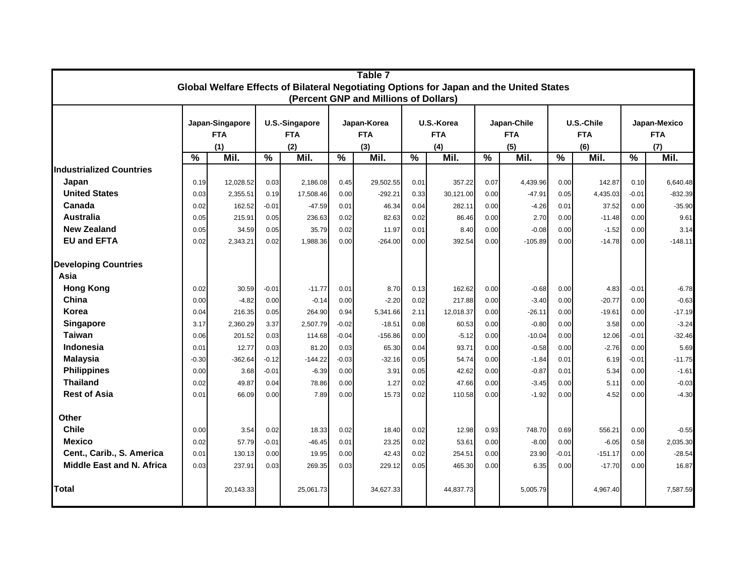**Table 7**
**Global Welfare Effects of Bilateral Negotiating Options for Japan and the United States**
**(Percent GNP and Millions of Dollars)**

| | Japan-Singapore FTA (1) | | U.S.-Singapore FTA (2) | | Japan-Korea FTA (3) | | U.S.-Korea FTA (4) | | Japan-Chile FTA (5) | | U.S.-Chile FTA (6) | | Japan-Mexico FTA (7) | |
|---|---|---|---|---|---|---|---|---|---|---|---|---|---|---|
| | % | Mil. | % | Mil. | % | Mil. | % | Mil. | % | Mil. | % | Mil. | % | Mil. |
| **Industrialized Countries** | | | | | | | | | | | | | | |
| **Japan** | 0.19 | 12,028.52 | 0.03 | 2,186.08 | 0.45 | 29,502.55 | 0.01 | 357.22 | 0.07 | 4,439.96 | 0.00 | 142.87 | 0.10 | 6,640.48 |
| **United States** | 0.03 | 2,355.51 | 0.19 | 17,508.46 | 0.00 | -292.21 | 0.33 | 30,121.00 | 0.00 | -47.91 | 0.05 | 4,435.03 | -0.01 | -832.39 |
| **Canada** | 0.02 | 162.52 | -0.01 | -47.59 | 0.01 | 46.34 | 0.04 | 282.11 | 0.00 | -4.26 | 0.01 | 37.52 | 0.00 | -35.90 |
| **Australia** | 0.05 | 215.91 | 0.05 | 236.63 | 0.02 | 82.63 | 0.02 | 86.46 | 0.00 | 2.70 | 0.00 | -11.48 | 0.00 | 9.61 |
| **New Zealand** | 0.05 | 34.59 | 0.05 | 35.79 | 0.02 | 11.97 | 0.01 | 8.40 | 0.00 | -0.08 | 0.00 | -1.52 | 0.00 | 3.14 |
| **EU and EFTA** | 0.02 | 2,343.21 | 0.02 | 1,988.36 | 0.00 | -264.00 | 0.00 | 392.54 | 0.00 | -105.89 | 0.00 | -14.78 | 0.00 | -148.11 |
| **Developing Countries** | | | | | | | | | | | | | | |
| **Asia** | | | | | | | | | | | | | | |
| **Hong Kong** | 0.02 | 30.59 | -0.01 | -11.77 | 0.01 | 8.70 | 0.13 | 162.62 | 0.00 | -0.68 | 0.00 | 4.83 | -0.01 | -6.78 |
| **China** | 0.00 | -4.82 | 0.00 | -0.14 | 0.00 | -2.20 | 0.02 | 217.88 | 0.00 | -3.40 | 0.00 | -20.77 | 0.00 | -0.63 |
| **Korea** | 0.04 | 216.35 | 0.05 | 264.90 | 0.94 | 5,341.66 | 2.11 | 12,018.37 | 0.00 | -26.11 | 0.00 | -19.61 | 0.00 | -17.19 |
| **Singapore** | 3.17 | 2,360.29 | 3.37 | 2,507.79 | -0.02 | -18.51 | 0.08 | 60.53 | 0.00 | -0.80 | 0.00 | 3.58 | 0.00 | -3.24 |
| **Taiwan** | 0.06 | 201.52 | 0.03 | 114.68 | -0.04 | -156.86 | 0.00 | -5.12 | 0.00 | -10.04 | 0.00 | 12.06 | -0.01 | -32.46 |
| **Indonesia** | 0.01 | 12.77 | 0.03 | 81.20 | 0.03 | 65.30 | 0.04 | 93.71 | 0.00 | -0.58 | 0.00 | -2.76 | 0.00 | 5.69 |
| **Malaysia** | -0.30 | -362.64 | -0.12 | -144.22 | -0.03 | -32.16 | 0.05 | 54.74 | 0.00 | -1.84 | 0.01 | 6.19 | -0.01 | -11.75 |
| **Philippines** | 0.00 | 3.68 | -0.01 | -6.39 | 0.00 | 3.91 | 0.05 | 42.62 | 0.00 | -0.87 | 0.01 | 5.34 | 0.00 | -1.61 |
| **Thailand** | 0.02 | 49.87 | 0.04 | 78.86 | 0.00 | 1.27 | 0.02 | 47.66 | 0.00 | -3.45 | 0.00 | 5.11 | 0.00 | -0.03 |
| **Rest of Asia** | 0.01 | 66.09 | 0.00 | 7.89 | 0.00 | 15.73 | 0.02 | 110.58 | 0.00 | -1.92 | 0.00 | 4.52 | 0.00 | -4.30 |
| **Other** | | | | | | | | | | | | | | |
| **Chile** | 0.00 | 3.54 | 0.02 | 18.33 | 0.02 | 18.40 | 0.02 | 12.98 | 0.93 | 748.70 | 0.69 | 556.21 | 0.00 | -0.55 |
| **Mexico** | 0.02 | 57.79 | -0.01 | -46.45 | 0.01 | 23.25 | 0.02 | 53.61 | 0.00 | -8.00 | 0.00 | -6.05 | 0.58 | 2,035.30 |
| **Cent., Carib., S. America** | 0.01 | 130.13 | 0.00 | 19.95 | 0.00 | 42.43 | 0.02 | 254.51 | 0.00 | 23.90 | -0.01 | -151.17 | 0.00 | -28.54 |
| **Middle East and N. Africa** | 0.03 | 237.91 | 0.03 | 269.35 | 0.03 | 229.12 | 0.05 | 465.30 | 0.00 | 6.35 | 0.00 | -17.70 | 0.00 | 16.87 |
| **Total** | | 20,143.33 | | 25,061.73 | | 34,627.33 | | 44,837.73 | | 5,005.79 | | 4,967.40 | | 7,587.59 |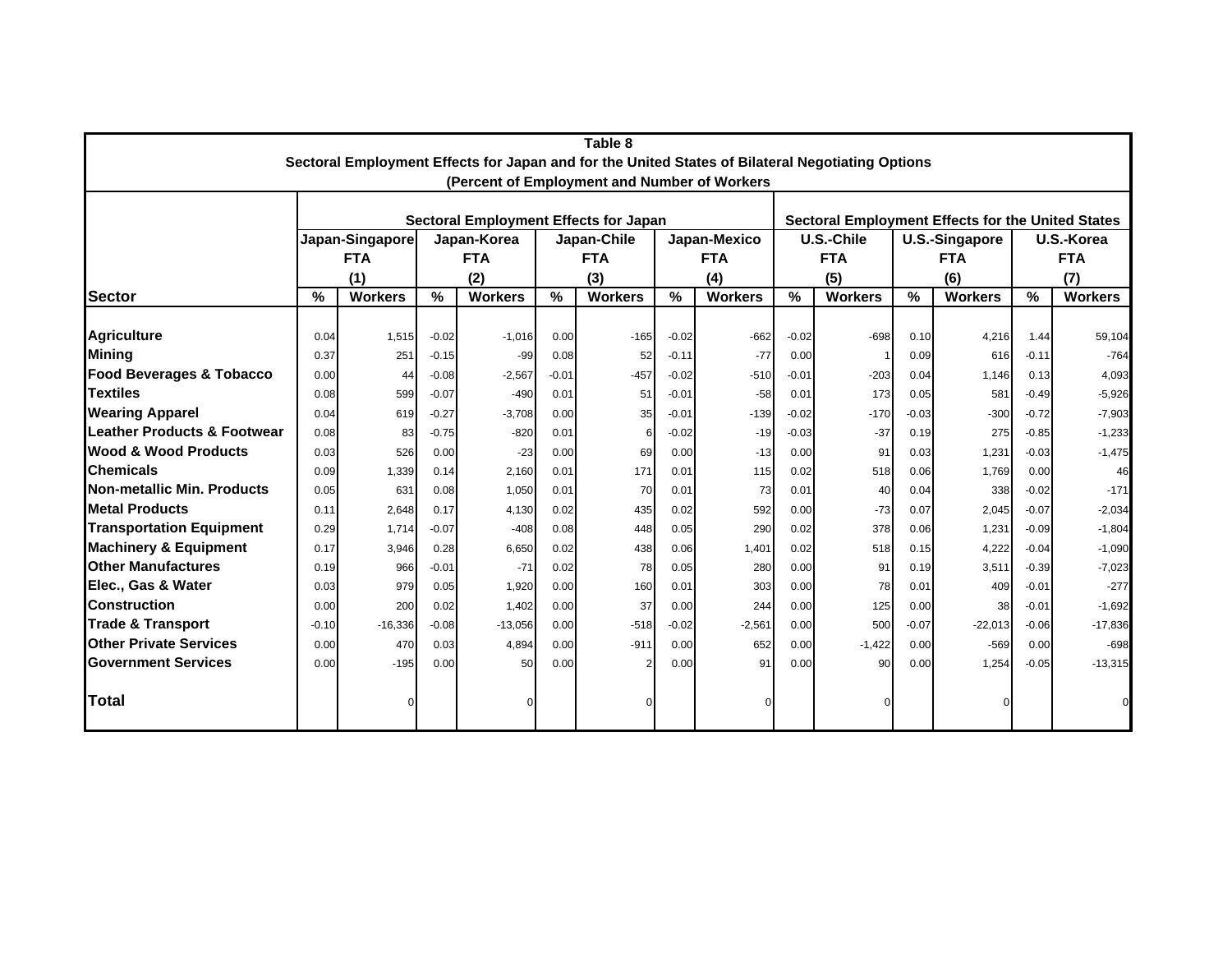**Table 8**

**Sectoral Employment Effects for Japan and for the United States of Bilateral Negotiating Options**

**(Percent of Employment and Number of Workers**

| | Sectoral Employment Effects for Japan | | | | | | | | Sectoral Employment Effects for the United States | | | | | |
|---|---|---|---|---|---|---|---|---|---|---|---|---|---|---|
| | Japan-Singapore FTA (1) | | Japan-Korea FTA (2) | | Japan-Chile FTA (3) | | Japan-Mexico FTA (4) | | U.S.-Chile FTA (5) | | U.S.-Singapore FTA (6) | | U.S.-Korea FTA (7) | |
| **Sector** | % | Workers | % | Workers | % | Workers | % | Workers | % | Workers | % | Workers | % | Workers |
| **Agriculture** | 0.04 | 1,515 | -0.02 | -1,016 | 0.00 | -165 | -0.02 | -662 | -0.02 | -698 | 0.10 | 4,216 | 1.44 | 59,104 |
| **Mining** | 0.37 | 251 | -0.15 | -99 | 0.08 | 52 | -0.11 | -77 | 0.00 | 1 | 0.09 | 616 | -0.11 | -764 |
| **Food Beverages & Tobacco** | 0.00 | 44 | -0.08 | -2,567 | -0.01 | -457 | -0.02 | -510 | -0.01 | -203 | 0.04 | 1,146 | 0.13 | 4,093 |
| **Textiles** | 0.08 | 599 | -0.07 | -490 | 0.01 | 51 | -0.01 | -58 | 0.01 | 173 | 0.05 | 581 | -0.49 | -5,926 |
| **Wearing Apparel** | 0.04 | 619 | -0.27 | -3,708 | 0.00 | 35 | -0.01 | -139 | -0.02 | -170 | -0.03 | -300 | -0.72 | -7,903 |
| **Leather Products & Footwear** | 0.08 | 83 | -0.75 | -820 | 0.01 | 6 | -0.02 | -19 | -0.03 | -37 | 0.19 | 275 | -0.85 | -1,233 |
| **Wood & Wood Products** | 0.03 | 526 | 0.00 | -23 | 0.00 | 69 | 0.00 | -13 | 0.00 | 91 | 0.03 | 1,231 | -0.03 | -1,475 |
| **Chemicals** | 0.09 | 1,339 | 0.14 | 2,160 | 0.01 | 171 | 0.01 | 115 | 0.02 | 518 | 0.06 | 1,769 | 0.00 | 46 |
| **Non-metallic Min. Products** | 0.05 | 631 | 0.08 | 1,050 | 0.01 | 70 | 0.01 | 73 | 0.01 | 40 | 0.04 | 338 | -0.02 | -171 |
| **Metal Products** | 0.11 | 2,648 | 0.17 | 4,130 | 0.02 | 435 | 0.02 | 592 | 0.00 | -73 | 0.07 | 2,045 | -0.07 | -2,034 |
| **Transportation Equipment** | 0.29 | 1,714 | -0.07 | -408 | 0.08 | 448 | 0.05 | 290 | 0.02 | 378 | 0.06 | 1,231 | -0.09 | -1,804 |
| **Machinery & Equipment** | 0.17 | 3,946 | 0.28 | 6,650 | 0.02 | 438 | 0.06 | 1,401 | 0.02 | 518 | 0.15 | 4,222 | -0.04 | -1,090 |
| **Other Manufactures** | 0.19 | 966 | -0.01 | -71 | 0.02 | 78 | 0.05 | 280 | 0.00 | 91 | 0.19 | 3,511 | -0.39 | -7,023 |
| **Elec., Gas & Water** | 0.03 | 979 | 0.05 | 1,920 | 0.00 | 160 | 0.01 | 303 | 0.00 | 78 | 0.01 | 409 | -0.01 | -277 |
| **Construction** | 0.00 | 200 | 0.02 | 1,402 | 0.00 | 37 | 0.00 | 244 | 0.00 | 125 | 0.00 | 38 | -0.01 | -1,692 |
| **Trade & Transport** | -0.10 | -16,336 | -0.08 | -13,056 | 0.00 | -518 | -0.02 | -2,561 | 0.00 | 500 | -0.07 | -22,013 | -0.06 | -17,836 |
| **Other Private Services** | 0.00 | 470 | 0.03 | 4,894 | 0.00 | -911 | 0.00 | 652 | 0.00 | -1,422 | 0.00 | -569 | 0.00 | -698 |
| **Government Services** | 0.00 | -195 | 0.00 | 50 | 0.00 | 2 | 0.00 | 91 | 0.00 | 90 | 0.00 | 1,254 | -0.05 | -13,315 |
| **Total** | | 0 | | 0 | | 0 | | 0 | | 0 | | 0 | | 0 |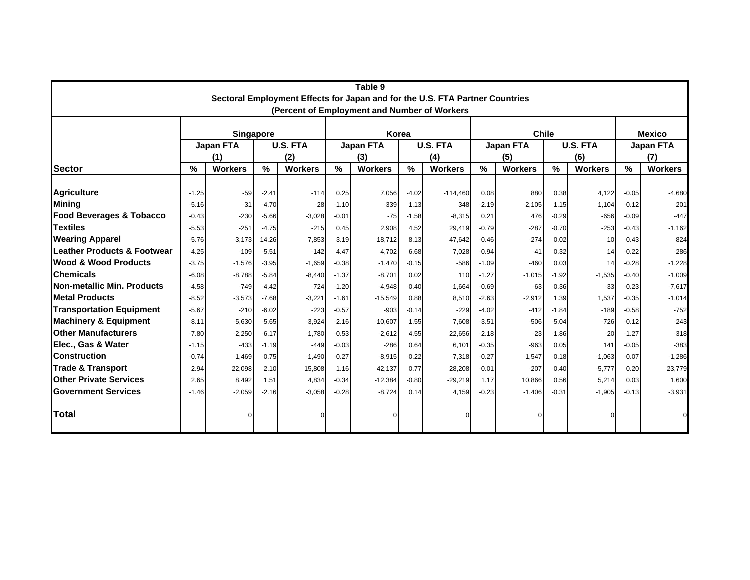**Table 9**
**Sectoral Employment Effects for Japan and for the U.S. FTA Partner Countries**
**(Percent of Employment and Number of Workers**

| | Singapore | | | | Korea | | | | Chile | | | | Mexico | |
|---|---|---|---|---|---|---|---|---|---|---|---|---|---|---|
| | Japan FTA (1) | | U.S. FTA (2) | | Japan FTA (3) | | U.S. FTA (4) | | Japan FTA (5) | | U.S. FTA (6) | | Japan FTA (7) | |
| **Sector** | % | Workers | % | Workers | % | Workers | % | Workers | % | Workers | % | Workers | % | Workers |
| **Agriculture** | -1.25 | -59 | -2.41 | -114 | 0.25 | 7,056 | -4.02 | -114,460 | 0.08 | 880 | 0.38 | 4,122 | -0.05 | -4,680 |
| **Mining** | -5.16 | -31 | -4.70 | -28 | -1.10 | -339 | 1.13 | 348 | -2.19 | -2,105 | 1.15 | 1,104 | -0.12 | -201 |
| **Food Beverages & Tobacco** | -0.43 | -230 | -5.66 | -3,028 | -0.01 | -75 | -1.58 | -8,315 | 0.21 | 476 | -0.29 | -656 | -0.09 | -447 |
| **Textiles** | -5.53 | -251 | -4.75 | -215 | 0.45 | 2,908 | 4.52 | 29,419 | -0.79 | -287 | -0.70 | -253 | -0.43 | -1,162 |
| **Wearing Apparel** | -5.76 | -3,173 | 14.26 | 7,853 | 3.19 | 18,712 | 8.13 | 47,642 | -0.46 | -274 | 0.02 | 10 | -0.43 | -824 |
| **Leather Products & Footwear** | -4.25 | -109 | -5.51 | -142 | 4.47 | 4,702 | 6.68 | 7,028 | -0.94 | -41 | 0.32 | 14 | -0.22 | -286 |
| **Wood & Wood Products** | -3.75 | -1,576 | -3.95 | -1,659 | -0.38 | -1,470 | -0.15 | -586 | -1.09 | -460 | 0.03 | 14 | -0.28 | -1,228 |
| **Chemicals** | -6.08 | -8,788 | -5.84 | -8,440 | -1.37 | -8,701 | 0.02 | 110 | -1.27 | -1,015 | -1.92 | -1,535 | -0.40 | -1,009 |
| **Non-metallic Min. Products** | -4.58 | -749 | -4.42 | -724 | -1.20 | -4,948 | -0.40 | -1,664 | -0.69 | -63 | -0.36 | -33 | -0.23 | -7,617 |
| **Metal Products** | -8.52 | -3,573 | -7.68 | -3,221 | -1.61 | -15,549 | 0.88 | 8,510 | -2.63 | -2,912 | 1.39 | 1,537 | -0.35 | -1,014 |
| **Transportation Equipment** | -5.67 | -210 | -6.02 | -223 | -0.57 | -903 | -0.14 | -229 | -4.02 | -412 | -1.84 | -189 | -0.58 | -752 |
| **Machinery & Equipment** | -8.11 | -5,630 | -5.65 | -3,924 | -2.16 | -10,607 | 1.55 | 7,608 | -3.51 | -506 | -5.04 | -726 | -0.12 | -243 |
| **Other Manufacturers** | -7.80 | -2,250 | -6.17 | -1,780 | -0.53 | -2,612 | 4.55 | 22,656 | -2.18 | -23 | -1.86 | -20 | -1.27 | -318 |
| **Elec., Gas & Water** | -1.15 | -433 | -1.19 | -449 | -0.03 | -286 | 0.64 | 6,101 | -0.35 | -963 | 0.05 | 141 | -0.05 | -383 |
| **Construction** | -0.74 | -1,469 | -0.75 | -1,490 | -0.27 | -8,915 | -0.22 | -7,318 | -0.27 | -1,547 | -0.18 | -1,063 | -0.07 | -1,286 |
| **Trade & Transport** | 2.94 | 22,098 | 2.10 | 15,808 | 1.16 | 42,137 | 0.77 | 28,208 | -0.01 | -207 | -0.40 | -5,777 | 0.20 | 23,779 |
| **Other Private Services** | 2.65 | 8,492 | 1.51 | 4,834 | -0.34 | -12,384 | -0.80 | -29,219 | 1.17 | 10,866 | 0.56 | 5,214 | 0.03 | 1,600 |
| **Government Services** | -1.46 | -2,059 | -2.16 | -3,058 | -0.28 | -8,724 | 0.14 | 4,159 | -0.23 | -1,406 | -0.31 | -1,905 | -0.13 | -3,931 |
| **Total** | | 0 | | 0 | | 0 | | 0 | | 0 | | 0 | | 0 |